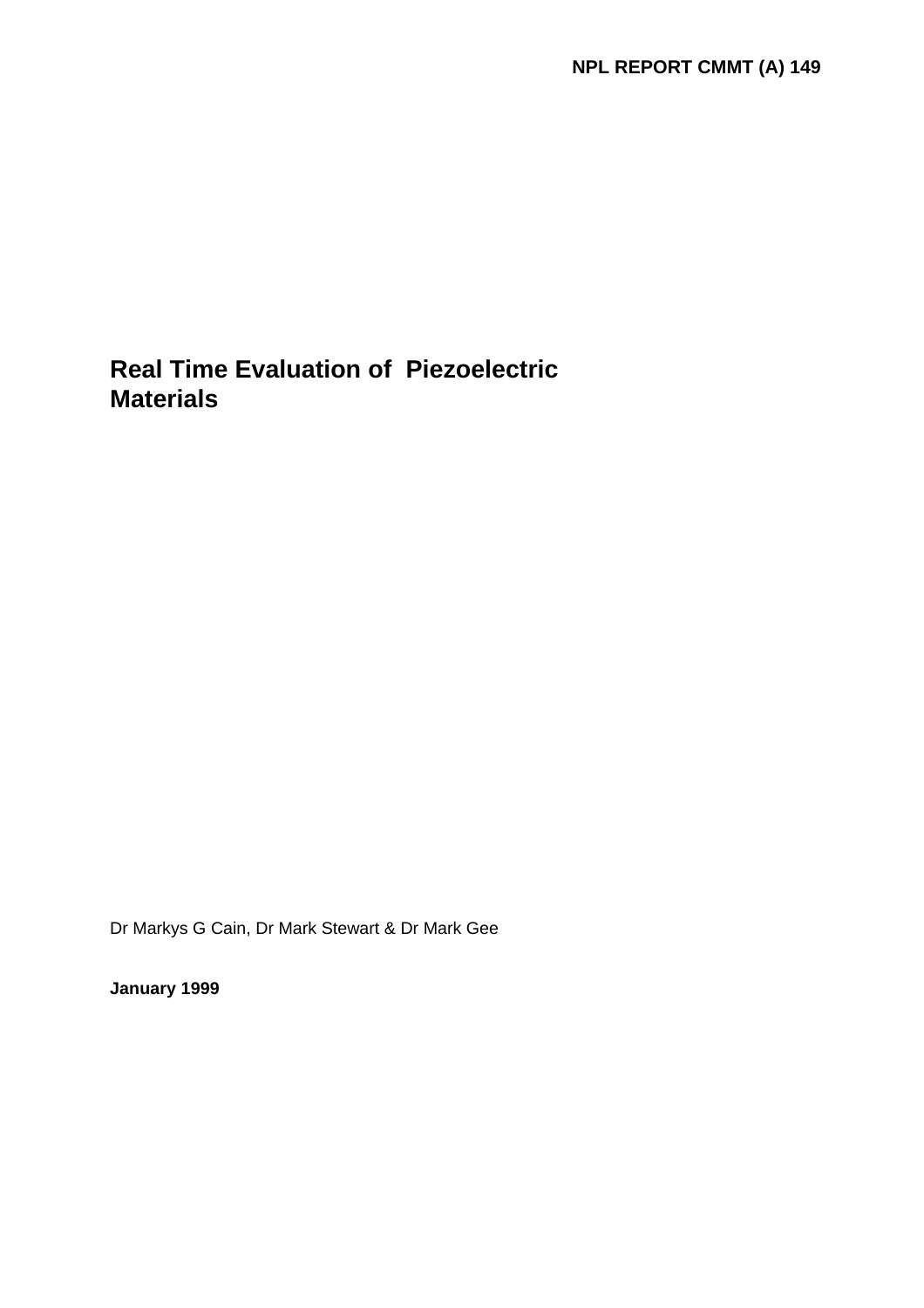**NPL REPORT CMMT (A) 149**

# Real Time Evaluation of Piezoelectric Materials

Dr Markys G Cain, Dr Mark Stewart & Dr Mark Gee

**January 1999**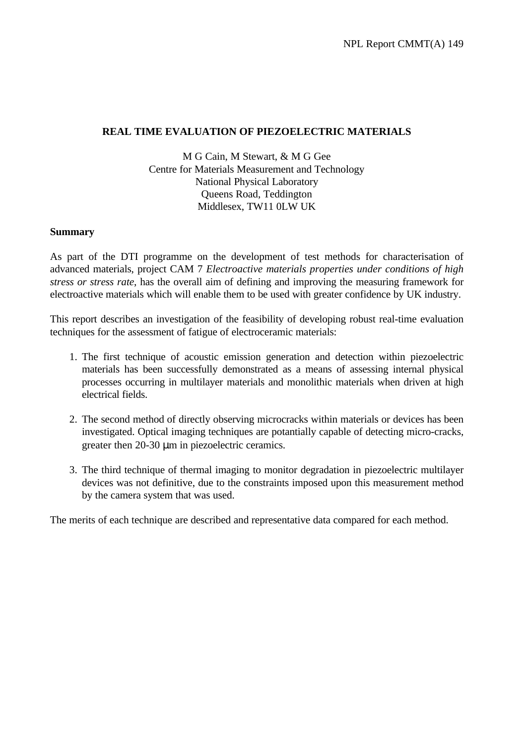**REAL TIME EVALUATION OF PIEZOELECTRIC MATERIALS**

M G Cain, M Stewart, & M G Gee
Centre for Materials Measurement and Technology
National Physical Laboratory
Queens Road, Teddington
Middlesex, TW11 0LW UK

**Summary**

As part of the DTI programme on the development of test methods for characterisation of advanced materials, project CAM 7 *Electroactive materials properties under conditions of high stress or stress rate*, has the overall aim of defining and improving the measuring framework for electroactive materials which will enable them to be used with greater confidence by UK industry.

This report describes an investigation of the feasibility of developing robust real-time evaluation techniques for the assessment of fatigue of electroceramic materials:

1. The first technique of acoustic emission generation and detection within piezoelectric materials has been successfully demonstrated as a means of assessing internal physical processes occurring in multilayer materials and monolithic materials when driven at high electrical fields.

2. The second method of directly observing microcracks within materials or devices has been investigated. Optical imaging techniques are potantially capable of detecting micro-cracks, greater then 20-30 μm in piezoelectric ceramics.

3. The third technique of thermal imaging to monitor degradation in piezoelectric multilayer devices was not definitive, due to the constraints imposed upon this measurement method by the camera system that was used.

The merits of each technique are described and representative data compared for each method.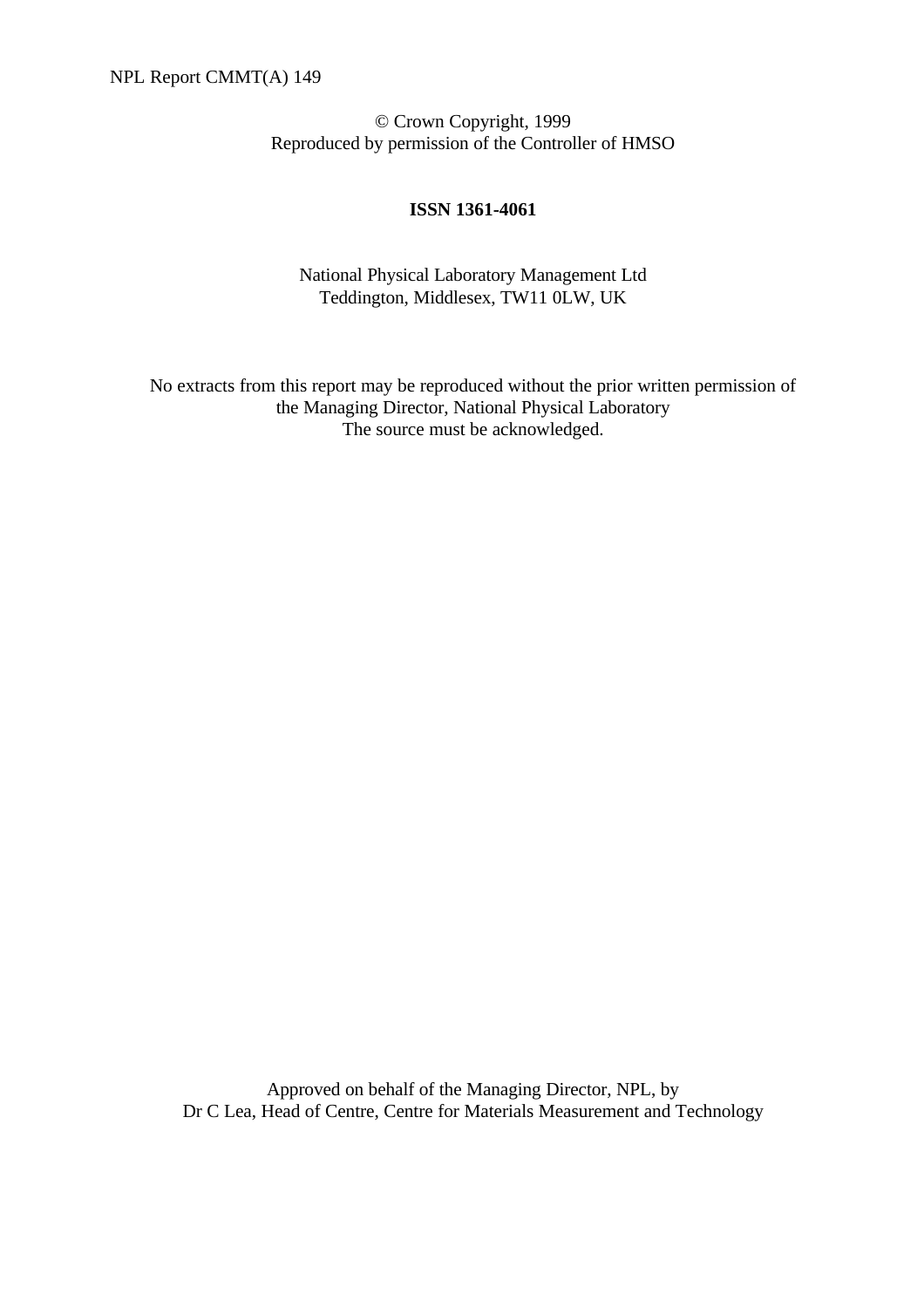NPL Report CMMT(A) 149

© Crown Copyright, 1999
Reproduced by permission of the Controller of HMSO

**ISSN 1361-4061**

National Physical Laboratory Management Ltd
Teddington, Middlesex, TW11 0LW, UK

No extracts from this report may be reproduced without the prior written permission of the Managing Director, National Physical Laboratory
The source must be acknowledged.

Approved on behalf of the Managing Director, NPL, by
Dr C Lea, Head of Centre, Centre for Materials Measurement and Technology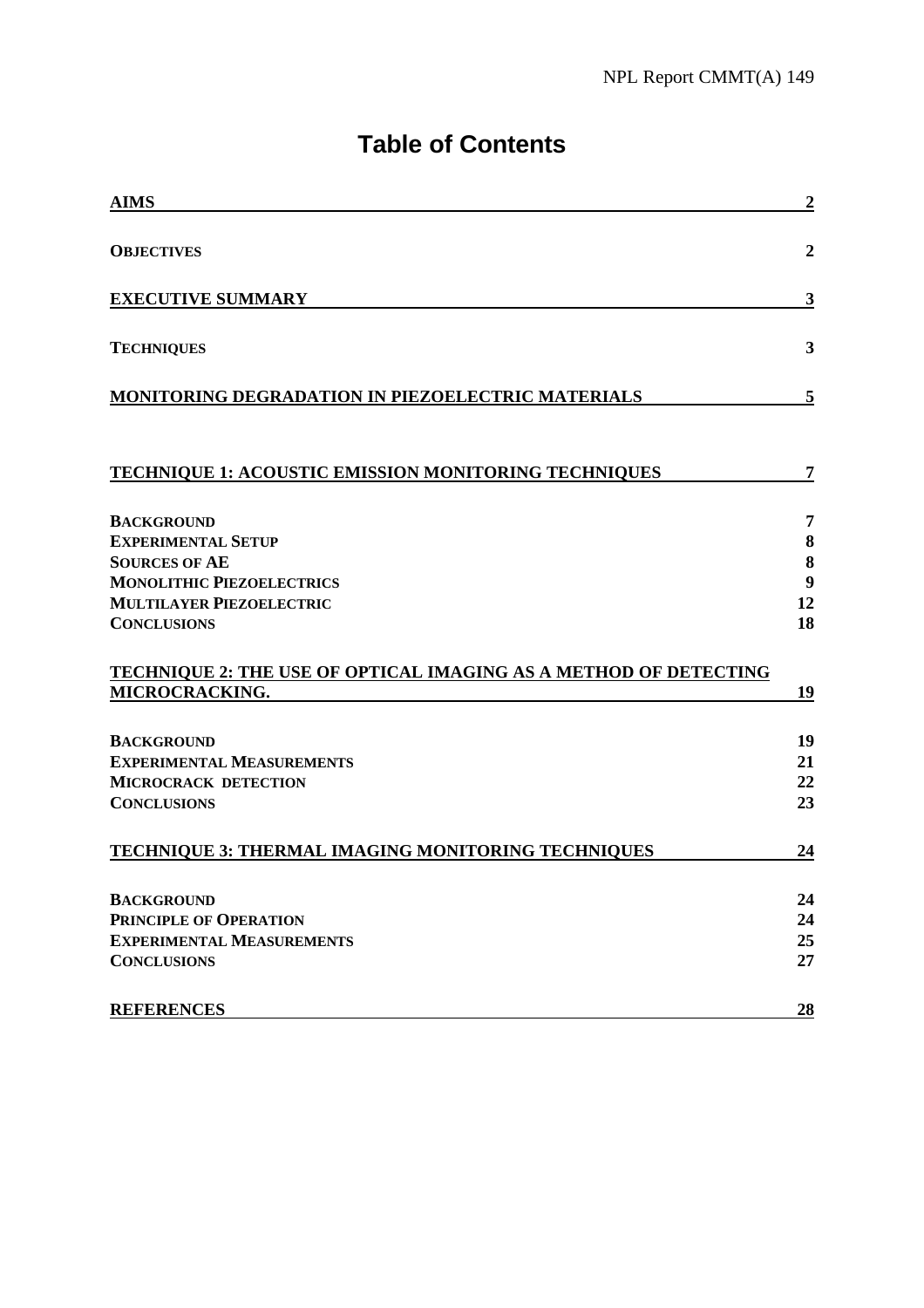# Table of Contents

| | |
|---|---|
| **AIMS** | **2** |
| **OBJECTIVES** | **2** |
| **EXECUTIVE SUMMARY** | **3** |
| **TECHNIQUES** | **3** |
| **MONITORING DEGRADATION IN PIEZOELECTRIC MATERIALS** | **5** |
| **TECHNIQUE 1: ACOUSTIC EMISSION MONITORING TECHNIQUES** | **7** |
| **BACKGROUND** | **7** |
| **EXPERIMENTAL SETUP** | **8** |
| **SOURCES OF AE** | **8** |
| **MONOLITHIC PIEZOELECTRICS** | **9** |
| **MULTILAYER PIEZOELECTRIC** | **12** |
| **CONCLUSIONS** | **18** |
| **TECHNIQUE 2: THE USE OF OPTICAL IMAGING AS A METHOD OF DETECTING MICROCRACKING.** | **19** |
| **BACKGROUND** | **19** |
| **EXPERIMENTAL MEASUREMENTS** | **21** |
| **MICROCRACK DETECTION** | **22** |
| **CONCLUSIONS** | **23** |
| **TECHNIQUE 3: THERMAL IMAGING MONITORING TECHNIQUES** | **24** |
| **BACKGROUND** | **24** |
| **PRINCIPLE OF OPERATION** | **24** |
| **EXPERIMENTAL MEASUREMENTS** | **25** |
| **CONCLUSIONS** | **27** |
| **REFERENCES** | **28** |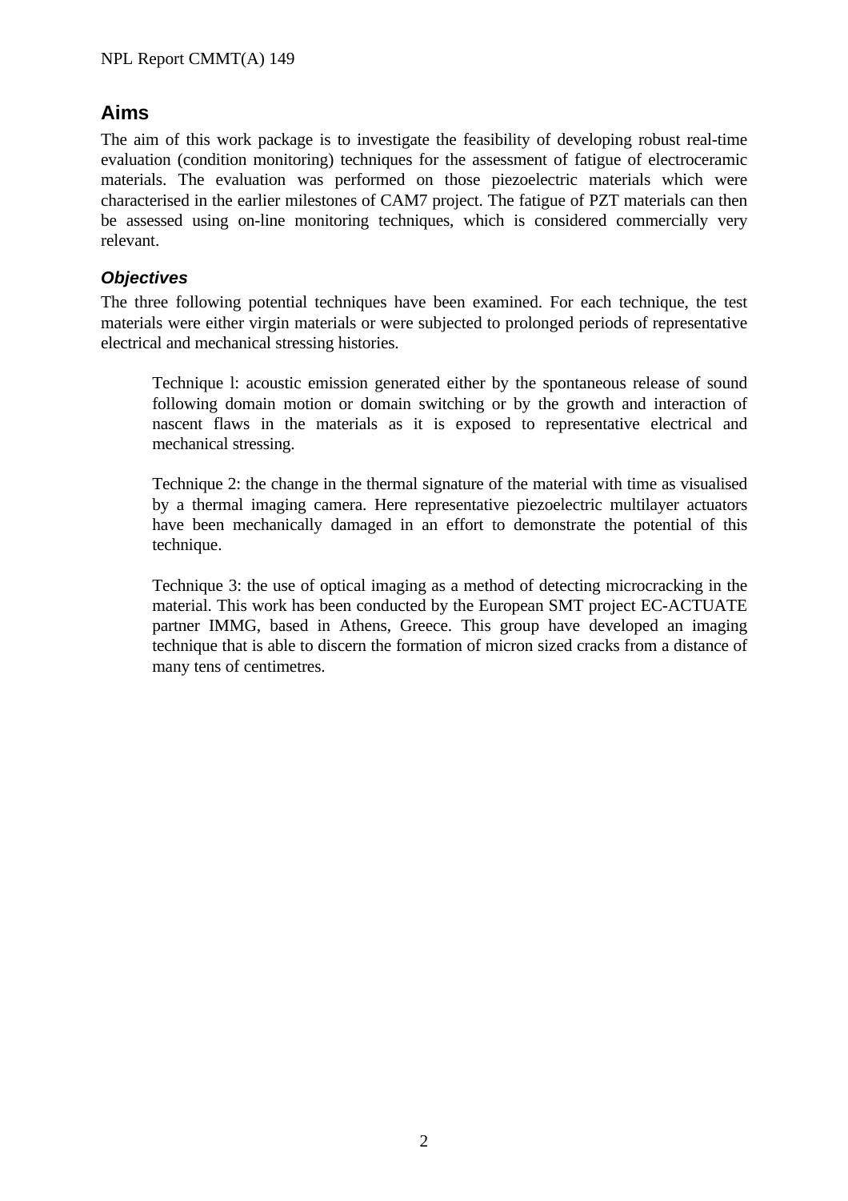## Aims

The aim of this work package is to investigate the feasibility of developing robust real-time evaluation (condition monitoring) techniques for the assessment of fatigue of electroceramic materials. The evaluation was performed on those piezoelectric materials which were characterised in the earlier milestones of CAM7 project. The fatigue of PZT materials can then be assessed using on-line monitoring techniques, which is considered commercially very relevant.

### *Objectives*

The three following potential techniques have been examined. For each technique, the test materials were either virgin materials or were subjected to prolonged periods of representative electrical and mechanical stressing histories.

> Technique l: acoustic emission generated either by the spontaneous release of sound following domain motion or domain switching or by the growth and interaction of nascent flaws in the materials as it is exposed to representative electrical and mechanical stressing.
>
> Technique 2: the change in the thermal signature of the material with time as visualised by a thermal imaging camera. Here representative piezoelectric multilayer actuators have been mechanically damaged in an effort to demonstrate the potential of this technique.
>
> Technique 3: the use of optical imaging as a method of detecting microcracking in the material. This work has been conducted by the European SMT project EC-ACTUATE partner IMMG, based in Athens, Greece. This group have developed an imaging technique that is able to discern the formation of micron sized cracks from a distance of many tens of centimetres.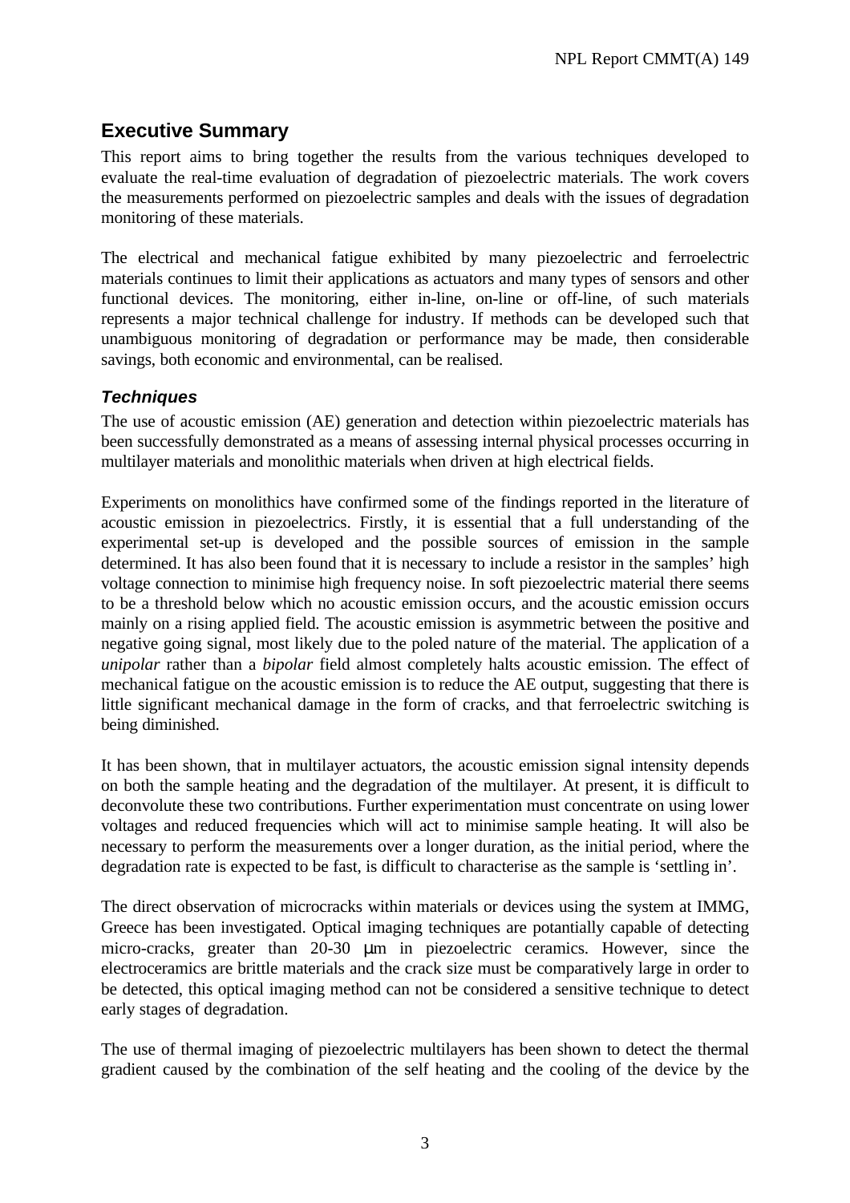## Executive Summary

This report aims to bring together the results from the various techniques developed to evaluate the real-time evaluation of degradation of piezoelectric materials. The work covers the measurements performed on piezoelectric samples and deals with the issues of degradation monitoring of these materials.

The electrical and mechanical fatigue exhibited by many piezoelectric and ferroelectric materials continues to limit their applications as actuators and many types of sensors and other functional devices. The monitoring, either in-line, on-line or off-line, of such materials represents a major technical challenge for industry. If methods can be developed such that unambiguous monitoring of degradation or performance may be made, then considerable savings, both economic and environmental, can be realised.

### *Techniques*

The use of acoustic emission (AE) generation and detection within piezoelectric materials has been successfully demonstrated as a means of assessing internal physical processes occurring in multilayer materials and monolithic materials when driven at high electrical fields.

Experiments on monolithics have confirmed some of the findings reported in the literature of acoustic emission in piezoelectrics. Firstly, it is essential that a full understanding of the experimental set-up is developed and the possible sources of emission in the sample determined. It has also been found that it is necessary to include a resistor in the samples' high voltage connection to minimise high frequency noise. In soft piezoelectric material there seems to be a threshold below which no acoustic emission occurs, and the acoustic emission occurs mainly on a rising applied field. The acoustic emission is asymmetric between the positive and negative going signal, most likely due to the poled nature of the material. The application of a *unipolar* rather than a *bipolar* field almost completely halts acoustic emission. The effect of mechanical fatigue on the acoustic emission is to reduce the AE output, suggesting that there is little significant mechanical damage in the form of cracks, and that ferroelectric switching is being diminished.

It has been shown, that in multilayer actuators, the acoustic emission signal intensity depends on both the sample heating and the degradation of the multilayer. At present, it is difficult to deconvolute these two contributions. Further experimentation must concentrate on using lower voltages and reduced frequencies which will act to minimise sample heating. It will also be necessary to perform the measurements over a longer duration, as the initial period, where the degradation rate is expected to be fast, is difficult to characterise as the sample is 'settling in'.

The direct observation of microcracks within materials or devices using the system at IMMG, Greece has been investigated. Optical imaging techniques are potantially capable of detecting micro-cracks, greater than 20-30 μm in piezoelectric ceramics. However, since the electroceramics are brittle materials and the crack size must be comparatively large in order to be detected, this optical imaging method can not be considered a sensitive technique to detect early stages of degradation.

The use of thermal imaging of piezoelectric multilayers has been shown to detect the thermal gradient caused by the combination of the self heating and the cooling of the device by the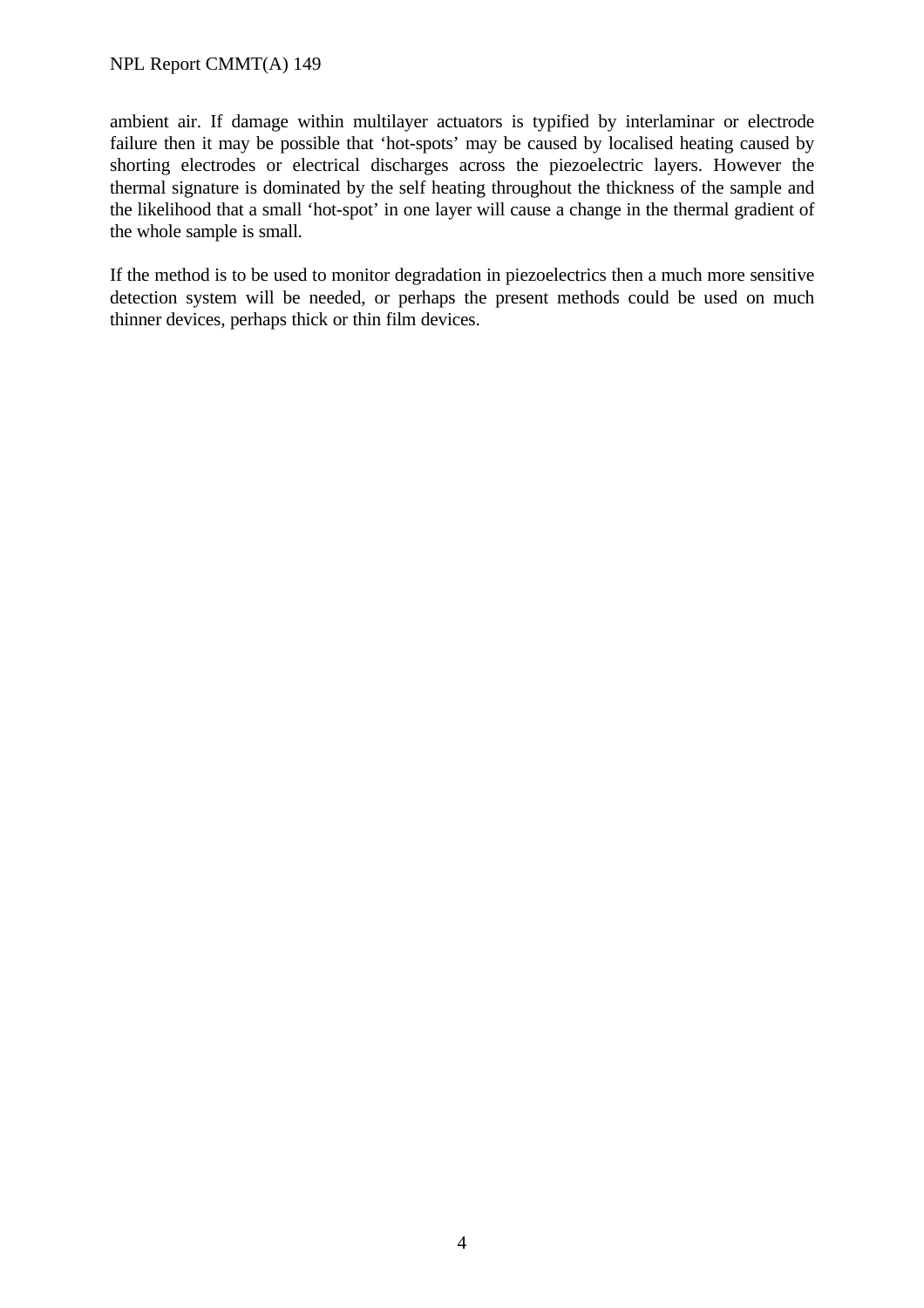ambient air. If damage within multilayer actuators is typified by interlaminar or electrode failure then it may be possible that 'hot-spots' may be caused by localised heating caused by shorting electrodes or electrical discharges across the piezoelectric layers. However the thermal signature is dominated by the self heating throughout the thickness of the sample and the likelihood that a small 'hot-spot' in one layer will cause a change in the thermal gradient of the whole sample is small.

If the method is to be used to monitor degradation in piezoelectrics then a much more sensitive detection system will be needed, or perhaps the present methods could be used on much thinner devices, perhaps thick or thin film devices.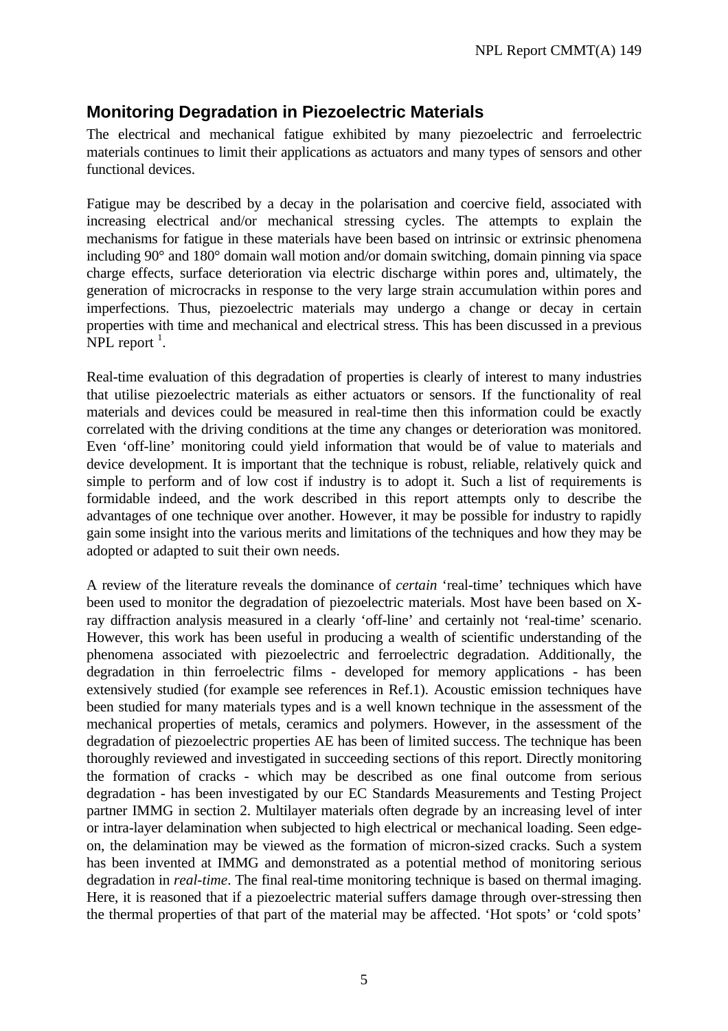## Monitoring Degradation in Piezoelectric Materials

The electrical and mechanical fatigue exhibited by many piezoelectric and ferroelectric materials continues to limit their applications as actuators and many types of sensors and other functional devices.

Fatigue may be described by a decay in the polarisation and coercive field, associated with increasing electrical and/or mechanical stressing cycles. The attempts to explain the mechanisms for fatigue in these materials have been based on intrinsic or extrinsic phenomena including 90° and 180° domain wall motion and/or domain switching, domain pinning via space charge effects, surface deterioration via electric discharge within pores and, ultimately, the generation of microcracks in response to the very large strain accumulation within pores and imperfections. Thus, piezoelectric materials may undergo a change or decay in certain properties with time and mechanical and electrical stress. This has been discussed in a previous NPL report [1].

Real-time evaluation of this degradation of properties is clearly of interest to many industries that utilise piezoelectric materials as either actuators or sensors. If the functionality of real materials and devices could be measured in real-time then this information could be exactly correlated with the driving conditions at the time any changes or deterioration was monitored. Even 'off-line' monitoring could yield information that would be of value to materials and device development. It is important that the technique is robust, reliable, relatively quick and simple to perform and of low cost if industry is to adopt it. Such a list of requirements is formidable indeed, and the work described in this report attempts only to describe the advantages of one technique over another. However, it may be possible for industry to rapidly gain some insight into the various merits and limitations of the techniques and how they may be adopted or adapted to suit their own needs.

A review of the literature reveals the dominance of *certain* 'real-time' techniques which have been used to monitor the degradation of piezoelectric materials. Most have been based on X-ray diffraction analysis measured in a clearly 'off-line' and certainly not 'real-time' scenario. However, this work has been useful in producing a wealth of scientific understanding of the phenomena associated with piezoelectric and ferroelectric degradation. Additionally, the degradation in thin ferroelectric films - developed for memory applications - has been extensively studied (for example see references in Ref.1). Acoustic emission techniques have been studied for many materials types and is a well known technique in the assessment of the mechanical properties of metals, ceramics and polymers. However, in the assessment of the degradation of piezoelectric properties AE has been of limited success. The technique has been thoroughly reviewed and investigated in succeeding sections of this report. Directly monitoring the formation of cracks - which may be described as one final outcome from serious degradation - has been investigated by our EC Standards Measurements and Testing Project partner IMMG in section 2. Multilayer materials often degrade by an increasing level of inter or intra-layer delamination when subjected to high electrical or mechanical loading. Seen edge-on, the delamination may be viewed as the formation of micron-sized cracks. Such a system has been invented at IMMG and demonstrated as a potential method of monitoring serious degradation in *real-time*. The final real-time monitoring technique is based on thermal imaging. Here, it is reasoned that if a piezoelectric material suffers damage through over-stressing then the thermal properties of that part of the material may be affected. 'Hot spots' or 'cold spots'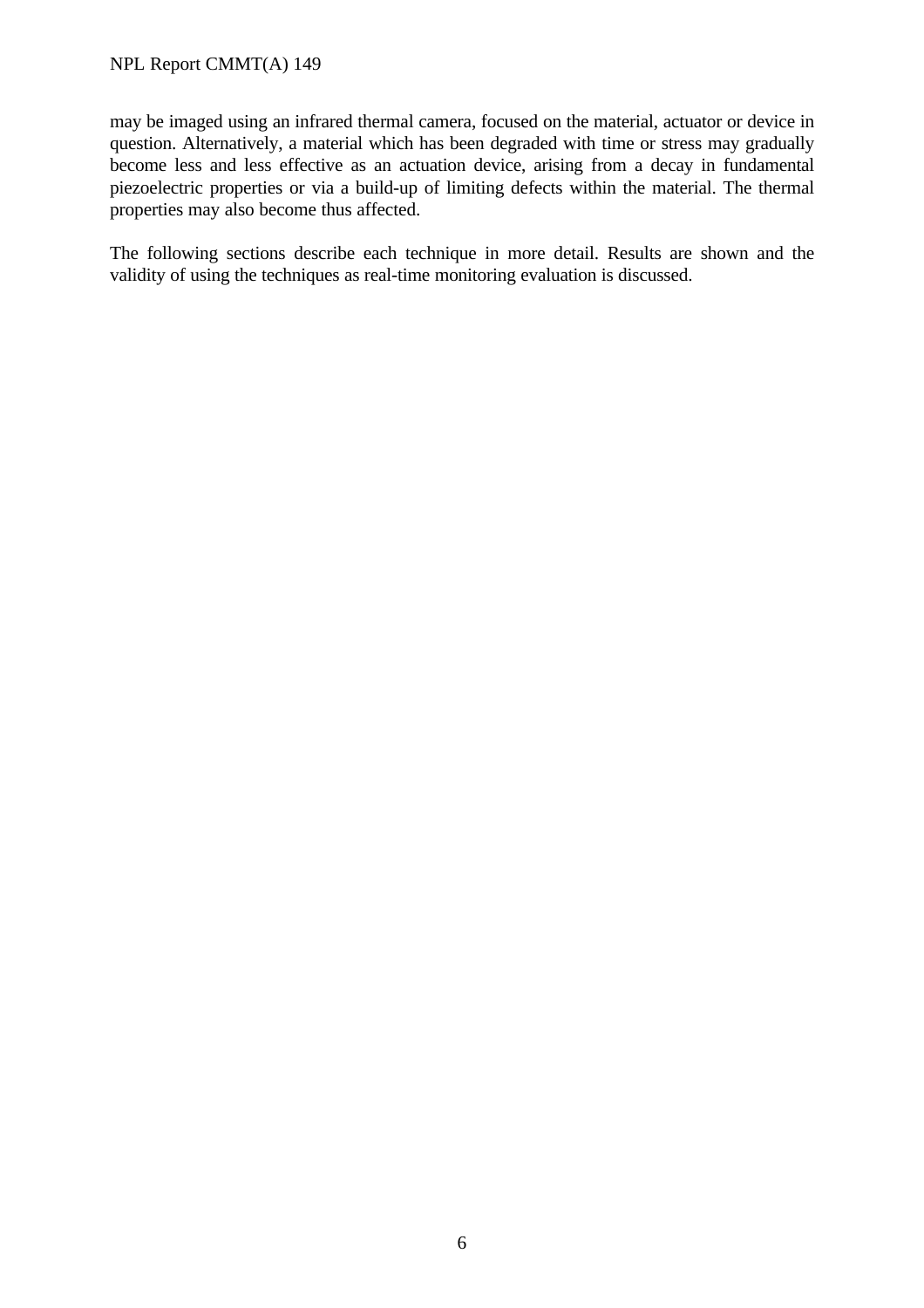may be imaged using an infrared thermal camera, focused on the material, actuator or device in question. Alternatively, a material which has been degraded with time or stress may gradually become less and less effective as an actuation device, arising from a decay in fundamental piezoelectric properties or via a build-up of limiting defects within the material. The thermal properties may also become thus affected.

The following sections describe each technique in more detail. Results are shown and the validity of using the techniques as real-time monitoring evaluation is discussed.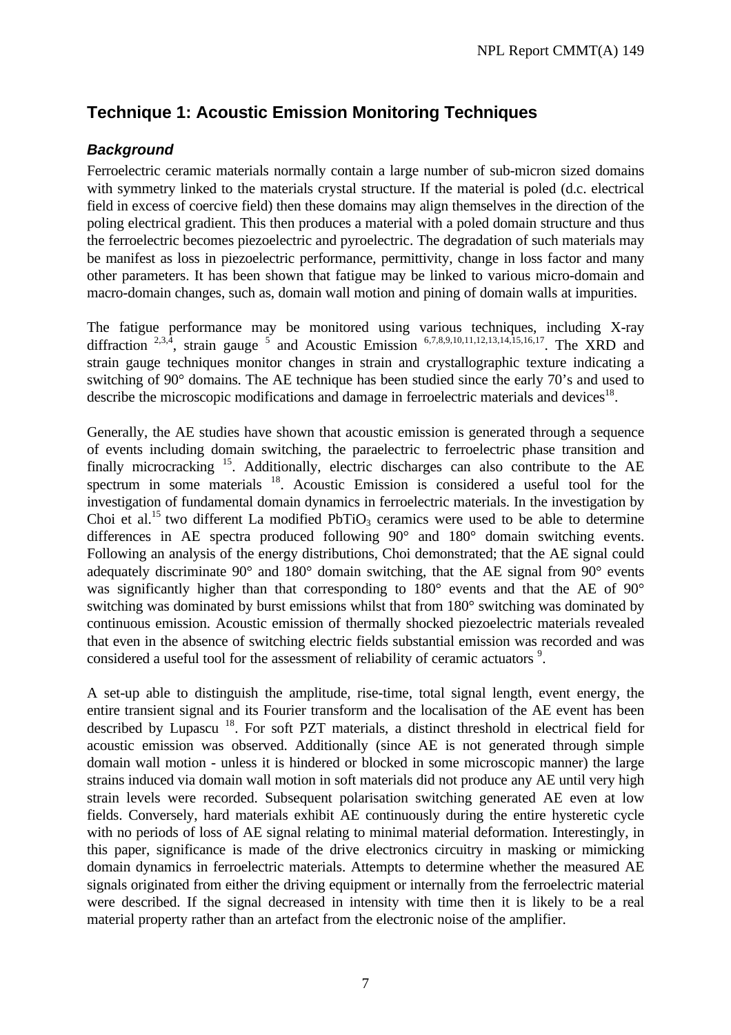## Technique 1: Acoustic Emission Monitoring Techniques

### *Background*

Ferroelectric ceramic materials normally contain a large number of sub-micron sized domains with symmetry linked to the materials crystal structure. If the material is poled (d.c. electrical field in excess of coercive field) then these domains may align themselves in the direction of the poling electrical gradient. This then produces a material with a poled domain structure and thus the ferroelectric becomes piezoelectric and pyroelectric. The degradation of such materials may be manifest as loss in piezoelectric performance, permittivity, change in loss factor and many other parameters. It has been shown that fatigue may be linked to various micro-domain and macro-domain changes, such as, domain wall motion and pining of domain walls at impurities.

The fatigue performance may be monitored using various techniques, including X-ray diffraction [2,3,4], strain gauge [5] and Acoustic Emission [6,7,8,9,10,11,12,13,14,15,16,17]. The XRD and strain gauge techniques monitor changes in strain and crystallographic texture indicating a switching of 90° domains. The AE technique has been studied since the early 70's and used to describe the microscopic modifications and damage in ferroelectric materials and devices[18].

Generally, the AE studies have shown that acoustic emission is generated through a sequence of events including domain switching, the paraelectric to ferroelectric phase transition and finally microcracking [15]. Additionally, electric discharges can also contribute to the AE spectrum in some materials [18]. Acoustic Emission is considered a useful tool for the investigation of fundamental domain dynamics in ferroelectric materials. In the investigation by Choi et al.[15] two different La modified $PbTiO_3$ ceramics were used to be able to determine differences in AE spectra produced following 90° and 180° domain switching events. Following an analysis of the energy distributions, Choi demonstrated; that the AE signal could adequately discriminate 90° and 180° domain switching, that the AE signal from 90° events was significantly higher than that corresponding to 180° events and that the AE of 90° switching was dominated by burst emissions whilst that from 180° switching was dominated by continuous emission. Acoustic emission of thermally shocked piezoelectric materials revealed that even in the absence of switching electric fields substantial emission was recorded and was considered a useful tool for the assessment of reliability of ceramic actuators [9].

A set-up able to distinguish the amplitude, rise-time, total signal length, event energy, the entire transient signal and its Fourier transform and the localisation of the AE event has been described by Lupascu [18]. For soft PZT materials, a distinct threshold in electrical field for acoustic emission was observed. Additionally (since AE is not generated through simple domain wall motion - unless it is hindered or blocked in some microscopic manner) the large strains induced via domain wall motion in soft materials did not produce any AE until very high strain levels were recorded. Subsequent polarisation switching generated AE even at low fields. Conversely, hard materials exhibit AE continuously during the entire hysteretic cycle with no periods of loss of AE signal relating to minimal material deformation. Interestingly, in this paper, significance is made of the drive electronics circuitry in masking or mimicking domain dynamics in ferroelectric materials. Attempts to determine whether the measured AE signals originated from either the driving equipment or internally from the ferroelectric material were described. If the signal decreased in intensity with time then it is likely to be a real material property rather than an artefact from the electronic noise of the amplifier.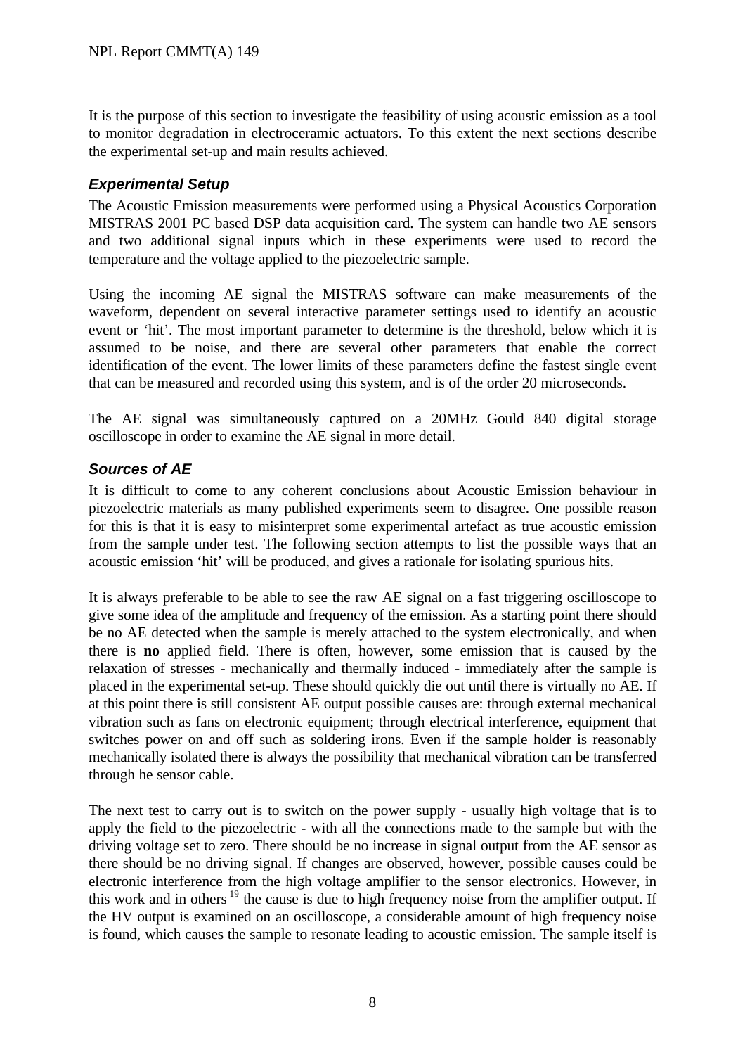It is the purpose of this section to investigate the feasibility of using acoustic emission as a tool to monitor degradation in electroceramic actuators. To this extent the next sections describe the experimental set-up and main results achieved.

### *Experimental Setup*

The Acoustic Emission measurements were performed using a Physical Acoustics Corporation MISTRAS 2001 PC based DSP data acquisition card. The system can handle two AE sensors and two additional signal inputs which in these experiments were used to record the temperature and the voltage applied to the piezoelectric sample.

Using the incoming AE signal the MISTRAS software can make measurements of the waveform, dependent on several interactive parameter settings used to identify an acoustic event or 'hit'. The most important parameter to determine is the threshold, below which it is assumed to be noise, and there are several other parameters that enable the correct identification of the event. The lower limits of these parameters define the fastest single event that can be measured and recorded using this system, and is of the order 20 microseconds.

The AE signal was simultaneously captured on a 20MHz Gould 840 digital storage oscilloscope in order to examine the AE signal in more detail.

### *Sources of AE*

It is difficult to come to any coherent conclusions about Acoustic Emission behaviour in piezoelectric materials as many published experiments seem to disagree. One possible reason for this is that it is easy to misinterpret some experimental artefact as true acoustic emission from the sample under test. The following section attempts to list the possible ways that an acoustic emission 'hit' will be produced, and gives a rationale for isolating spurious hits.

It is always preferable to be able to see the raw AE signal on a fast triggering oscilloscope to give some idea of the amplitude and frequency of the emission. As a starting point there should be no AE detected when the sample is merely attached to the system electronically, and when there is **no** applied field. There is often, however, some emission that is caused by the relaxation of stresses - mechanically and thermally induced - immediately after the sample is placed in the experimental set-up. These should quickly die out until there is virtually no AE. If at this point there is still consistent AE output possible causes are: through external mechanical vibration such as fans on electronic equipment; through electrical interference, equipment that switches power on and off such as soldering irons. Even if the sample holder is reasonably mechanically isolated there is always the possibility that mechanical vibration can be transferred through he sensor cable.

The next test to carry out is to switch on the power supply - usually high voltage that is to apply the field to the piezoelectric - with all the connections made to the sample but with the driving voltage set to zero. There should be no increase in signal output from the AE sensor as there should be no driving signal. If changes are observed, however, possible causes could be electronic interference from the high voltage amplifier to the sensor electronics. However, in this work and in others [19] the cause is due to high frequency noise from the amplifier output. If the HV output is examined on an oscilloscope, a considerable amount of high frequency noise is found, which causes the sample to resonate leading to acoustic emission. The sample itself is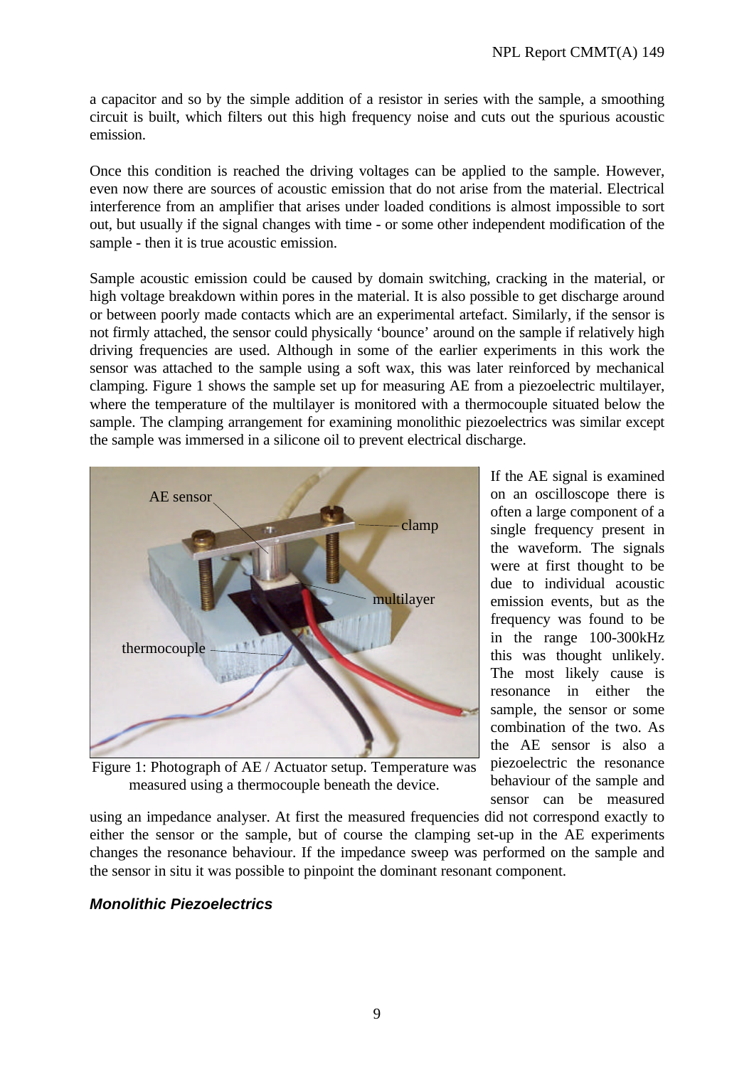a capacitor and so by the simple addition of a resistor in series with the sample, a smoothing circuit is built, which filters out this high frequency noise and cuts out the spurious acoustic emission.

Once this condition is reached the driving voltages can be applied to the sample. However, even now there are sources of acoustic emission that do not arise from the material. Electrical interference from an amplifier that arises under loaded conditions is almost impossible to sort out, but usually if the signal changes with time - or some other independent modification of the sample - then it is true acoustic emission.

Sample acoustic emission could be caused by domain switching, cracking in the material, or high voltage breakdown within pores in the material. It is also possible to get discharge around or between poorly made contacts which are an experimental artefact. Similarly, if the sensor is not firmly attached, the sensor could physically 'bounce' around on the sample if relatively high driving frequencies are used. Although in some of the earlier experiments in this work the sensor was attached to the sample using a soft wax, this was later reinforced by mechanical clamping. Figure 1 shows the sample set up for measuring AE from a piezoelectric multilayer, where the temperature of the multilayer is monitored with a thermocouple situated below the sample. The clamping arrangement for examining monolithic piezoelectrics was similar except the sample was immersed in a silicone oil to prevent electrical discharge.

Figure 1: Photograph of AE / Actuator setup. Temperature was measured using a thermocouple beneath the device.

If the AE signal is examined on an oscilloscope there is often a large component of a single frequency present in the waveform. The signals were at first thought to be due to individual acoustic emission events, but as the frequency was found to be in the range 100-300kHz this was thought unlikely. The most likely cause is resonance in either the sample, the sensor or some combination of the two. As the AE sensor is also a piezoelectric the resonance behaviour of the sample and sensor can be measured using an impedance analyser. At first the measured frequencies did not correspond exactly to either the sensor or the sample, but of course the clamping set-up in the AE experiments changes the resonance behaviour. If the impedance sweep was performed on the sample and the sensor in situ it was possible to pinpoint the dominant resonant component.

### *Monolithic Piezoelectrics*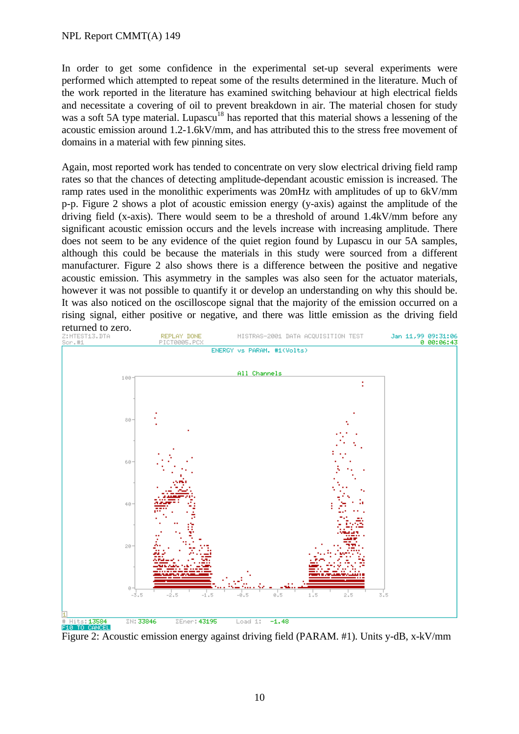In order to get some confidence in the experimental set-up several experiments were performed which attempted to repeat some of the results determined in the literature. Much of the work reported in the literature has examined switching behaviour at high electrical fields and necessitate a covering of oil to prevent breakdown in air. The material chosen for study was a soft 5A type material. Lupascu[18] has reported that this material shows a lessening of the acoustic emission around 1.2-1.6kV/mm, and has attributed this to the stress free movement of domains in a material with few pinning sites.

Again, most reported work has tended to concentrate on very slow electrical driving field ramp rates so that the chances of detecting amplitude-dependant acoustic emission is increased. The ramp rates used in the monolithic experiments was 20mHz with amplitudes of up to 6kV/mm p-p. Figure 2 shows a plot of acoustic emission energy (y-axis) against the amplitude of the driving field (x-axis). There would seem to be a threshold of around 1.4kV/mm before any significant acoustic emission occurs and the levels increase with increasing amplitude. There does not seem to be any evidence of the quiet region found by Lupascu in our 5A samples, although this could be because the materials in this study were sourced from a different manufacturer. Figure 2 also shows there is a difference between the positive and negative acoustic emission. This asymmetry in the samples was also seen for the actuator materials, however it was not possible to quantify it or develop an understanding on why this should be. It was also noticed on the oscilloscope signal that the majority of the emission occurred on a rising signal, either positive or negative, and there was little emission as the driving field returned to zero.

Figure 2: Acoustic emission energy against driving field (PARAM. #1). Units y-dB, x-kV/mm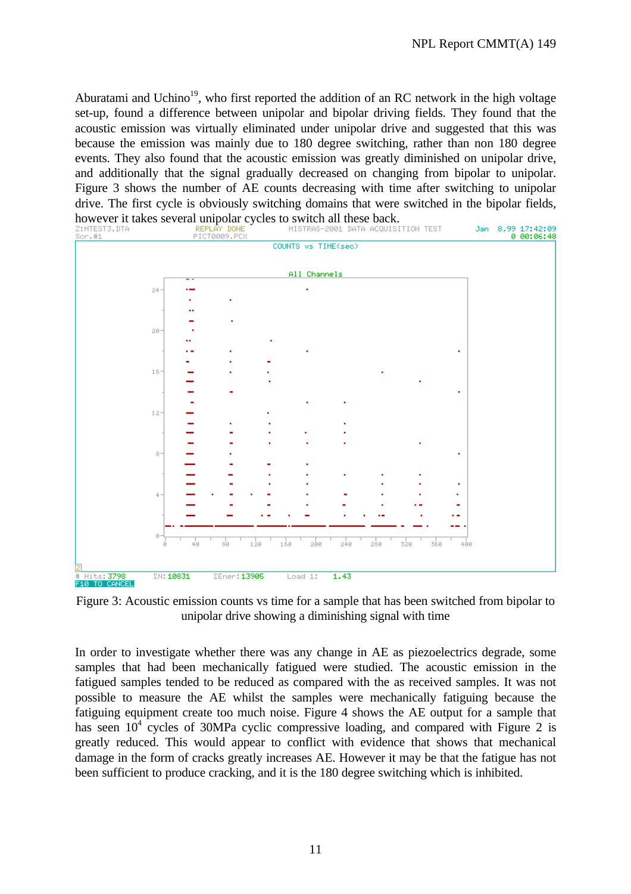Aburatami and Uchino[19], who first reported the addition of an RC network in the high voltage set-up, found a difference between unipolar and bipolar driving fields. They found that the acoustic emission was virtually eliminated under unipolar drive and suggested that this was because the emission was mainly due to 180 degree switching, rather than non 180 degree events. They also found that the acoustic emission was greatly diminished on unipolar drive, and additionally that the signal gradually decreased on changing from bipolar to unipolar. Figure 3 shows the number of AE counts decreasing with time after switching to unipolar drive. The first cycle is obviously switching domains that were switched in the bipolar fields, however it takes several unipolar cycles to switch all these back.

Figure 3: Acoustic emission counts vs time for a sample that has been switched from bipolar to unipolar drive showing a diminishing signal with time

In order to investigate whether there was any change in AE as piezoelectrics degrade, some samples that had been mechanically fatigued were studied. The acoustic emission in the fatigued samples tended to be reduced as compared with the as received samples. It was not possible to measure the AE whilst the samples were mechanically fatiguing because the fatiguing equipment create too much noise. Figure 4 shows the AE output for a sample that has seen $10^4$ cycles of 30MPa cyclic compressive loading, and compared with Figure 2 is greatly reduced. This would appear to conflict with evidence that shows that mechanical damage in the form of cracks greatly increases AE. However it may be that the fatigue has not been sufficient to produce cracking, and it is the 180 degree switching which is inhibited.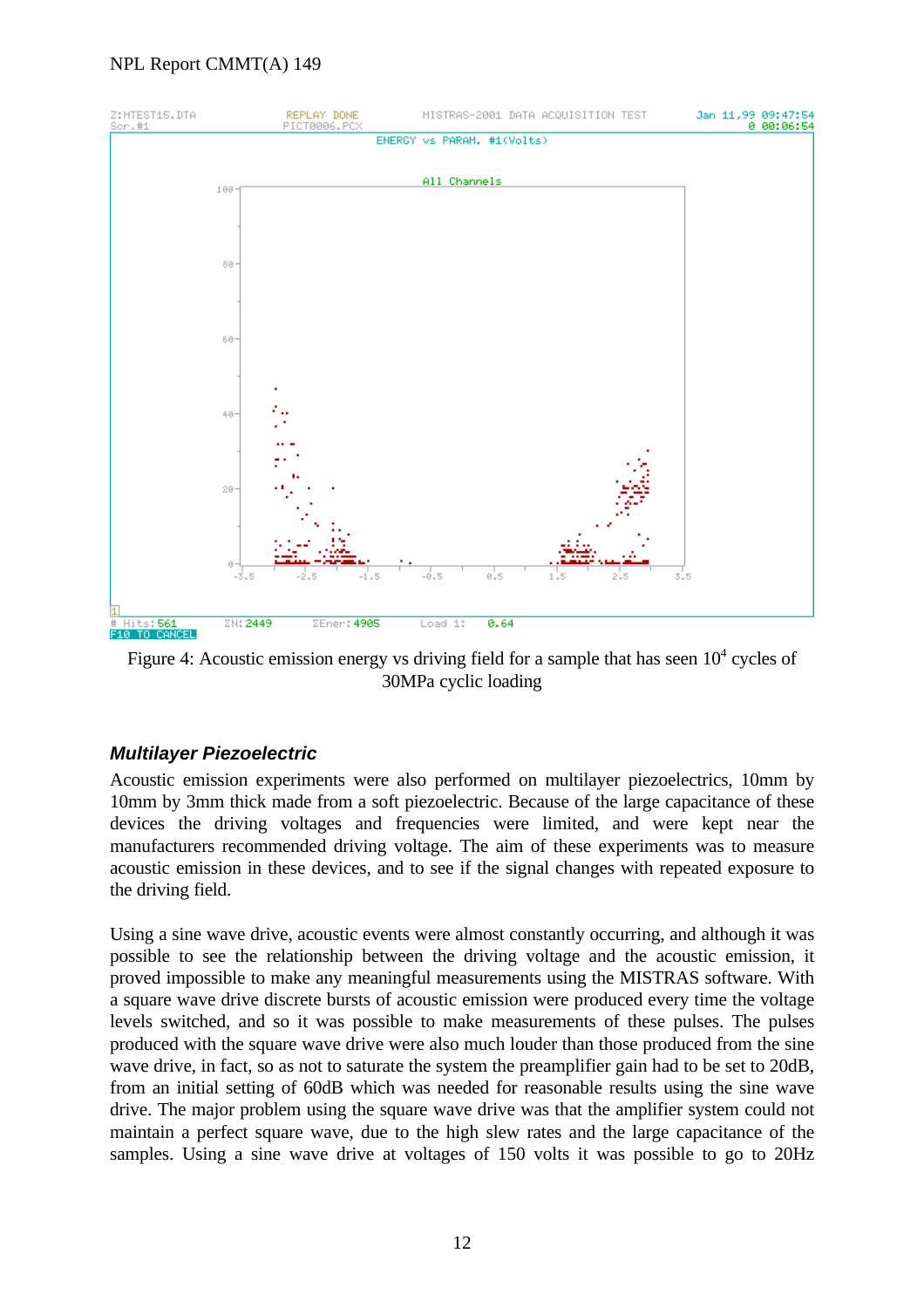Figure 4: Acoustic emission energy vs driving field for a sample that has seen $10^4$ cycles of 30MPa cyclic loading

### *Multilayer Piezoelectric*

Acoustic emission experiments were also performed on multilayer piezoelectrics, 10mm by 10mm by 3mm thick made from a soft piezoelectric. Because of the large capacitance of these devices the driving voltages and frequencies were limited, and were kept near the manufacturers recommended driving voltage. The aim of these experiments was to measure acoustic emission in these devices, and to see if the signal changes with repeated exposure to the driving field.

Using a sine wave drive, acoustic events were almost constantly occurring, and although it was possible to see the relationship between the driving voltage and the acoustic emission, it proved impossible to make any meaningful measurements using the MISTRAS software. With a square wave drive discrete bursts of acoustic emission were produced every time the voltage levels switched, and so it was possible to make measurements of these pulses. The pulses produced with the square wave drive were also much louder than those produced from the sine wave drive, in fact, so as not to saturate the system the preamplifier gain had to be set to 20dB, from an initial setting of 60dB which was needed for reasonable results using the sine wave drive. The major problem using the square wave drive was that the amplifier system could not maintain a perfect square wave, due to the high slew rates and the large capacitance of the samples. Using a sine wave drive at voltages of 150 volts it was possible to go to 20Hz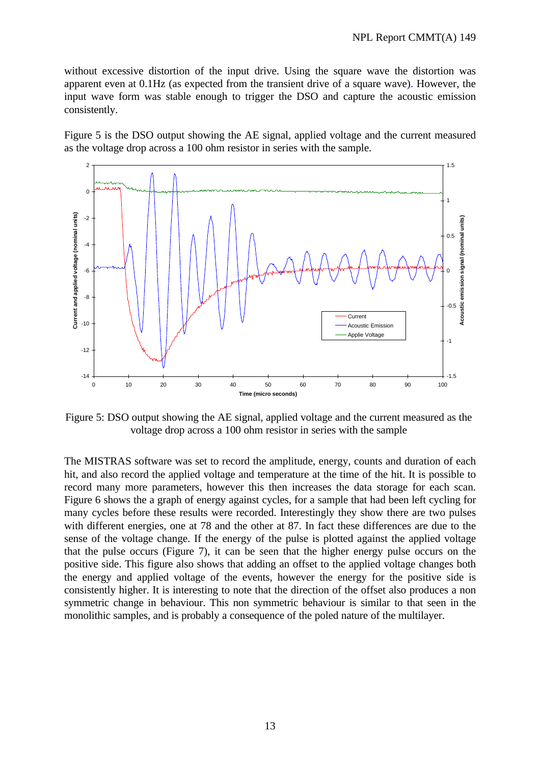without excessive distortion of the input drive. Using the square wave the distortion was apparent even at 0.1Hz (as expected from the transient drive of a square wave). However, the input wave form was stable enough to trigger the DSO and capture the acoustic emission consistently.

Figure 5 is the DSO output showing the AE signal, applied voltage and the current measured as the voltage drop across a 100 ohm resistor in series with the sample.

Figure 5: DSO output showing the AE signal, applied voltage and the current measured as the voltage drop across a 100 ohm resistor in series with the sample

The MISTRAS software was set to record the amplitude, energy, counts and duration of each hit, and also record the applied voltage and temperature at the time of the hit. It is possible to record many more parameters, however this then increases the data storage for each scan. Figure 6 shows the a graph of energy against cycles, for a sample that had been left cycling for many cycles before these results were recorded. Interestingly they show there are two pulses with different energies, one at 78 and the other at 87. In fact these differences are due to the sense of the voltage change. If the energy of the pulse is plotted against the applied voltage that the pulse occurs (Figure 7), it can be seen that the higher energy pulse occurs on the positive side. This figure also shows that adding an offset to the applied voltage changes both the energy and applied voltage of the events, however the energy for the positive side is consistently higher. It is interesting to note that the direction of the offset also produces a non symmetric change in behaviour. This non symmetric behaviour is similar to that seen in the monolithic samples, and is probably a consequence of the poled nature of the multilayer.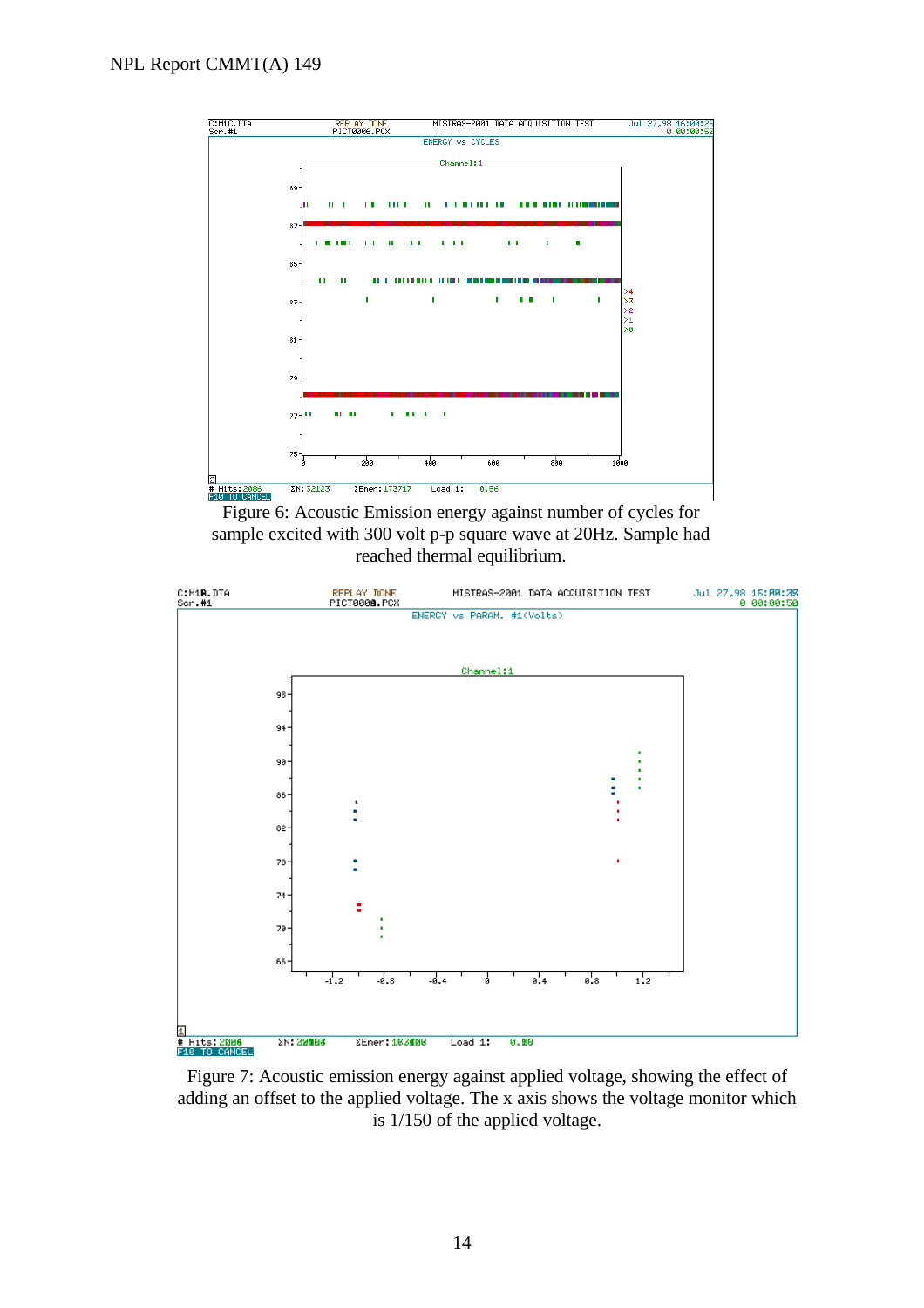Figure 6: Acoustic Emission energy against number of cycles for sample excited with 300 volt p-p square wave at 20Hz. Sample had reached thermal equilibrium.

Figure 7: Acoustic emission energy against applied voltage, showing the effect of adding an offset to the applied voltage. The x axis shows the voltage monitor which is 1/150 of the applied voltage.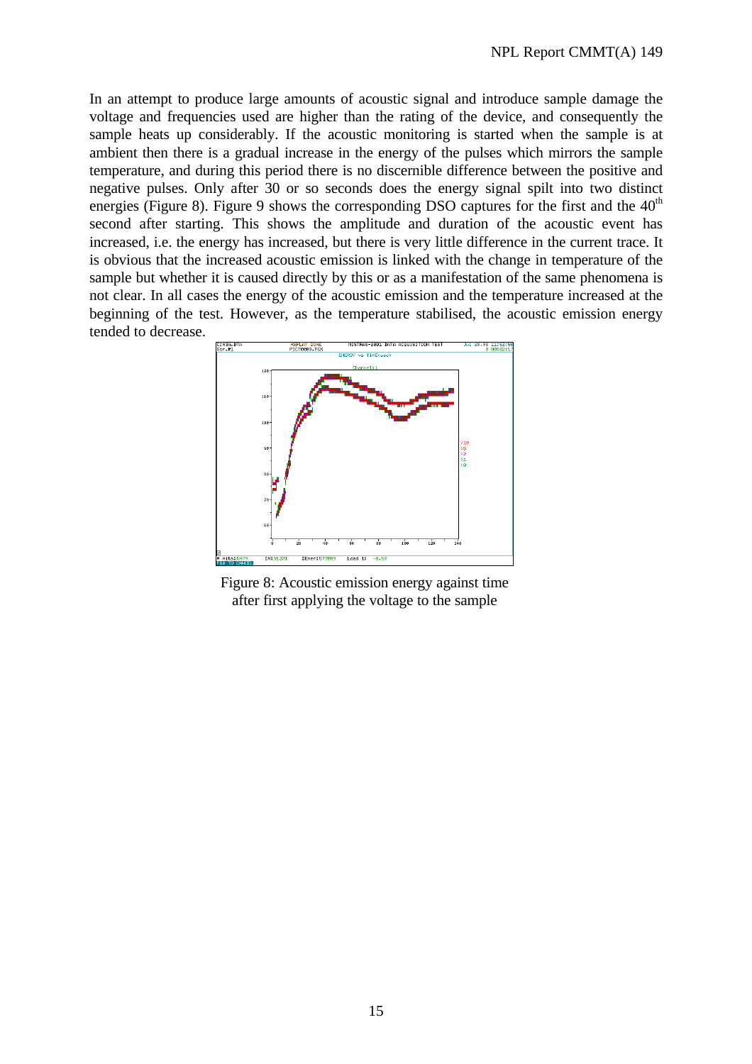In an attempt to produce large amounts of acoustic signal and introduce sample damage the voltage and frequencies used are higher than the rating of the device, and consequently the sample heats up considerably. If the acoustic monitoring is started when the sample is at ambient then there is a gradual increase in the energy of the pulses which mirrors the sample temperature, and during this period there is no discernible difference between the positive and negative pulses. Only after 30 or so seconds does the energy signal spilt into two distinct energies (Figure 8). Figure 9 shows the corresponding DSO captures for the first and the 40th second after starting. This shows the amplitude and duration of the acoustic event has increased, i.e. the energy has increased, but there is very little difference in the current trace. It is obvious that the increased acoustic emission is linked with the change in temperature of the sample but whether it is caused directly by this or as a manifestation of the same phenomena is not clear. In all cases the energy of the acoustic emission and the temperature increased at the beginning of the test. However, as the temperature stabilised, the acoustic emission energy tended to decrease.

Figure 8: Acoustic emission energy against time after first applying the voltage to the sample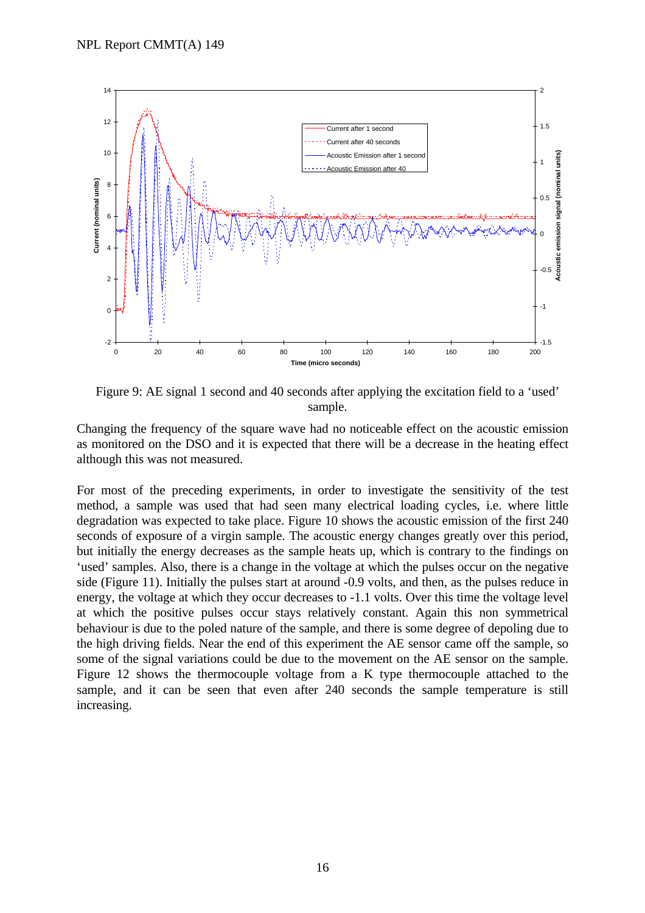Figure 9: AE signal 1 second and 40 seconds after applying the excitation field to a 'used' sample.

Changing the frequency of the square wave had no noticeable effect on the acoustic emission as monitored on the DSO and it is expected that there will be a decrease in the heating effect although this was not measured.

For most of the preceding experiments, in order to investigate the sensitivity of the test method, a sample was used that had seen many electrical loading cycles, i.e. where little degradation was expected to take place. Figure 10 shows the acoustic emission of the first 240 seconds of exposure of a virgin sample. The acoustic energy changes greatly over this period, but initially the energy decreases as the sample heats up, which is contrary to the findings on 'used' samples. Also, there is a change in the voltage at which the pulses occur on the negative side (Figure 11). Initially the pulses start at around -0.9 volts, and then, as the pulses reduce in energy, the voltage at which they occur decreases to -1.1 volts. Over this time the voltage level at which the positive pulses occur stays relatively constant. Again this non symmetrical behaviour is due to the poled nature of the sample, and there is some degree of depoling due to the high driving fields. Near the end of this experiment the AE sensor came off the sample, so some of the signal variations could be due to the movement on the AE sensor on the sample. Figure 12 shows the thermocouple voltage from a K type thermocouple attached to the sample, and it can be seen that even after 240 seconds the sample temperature is still increasing.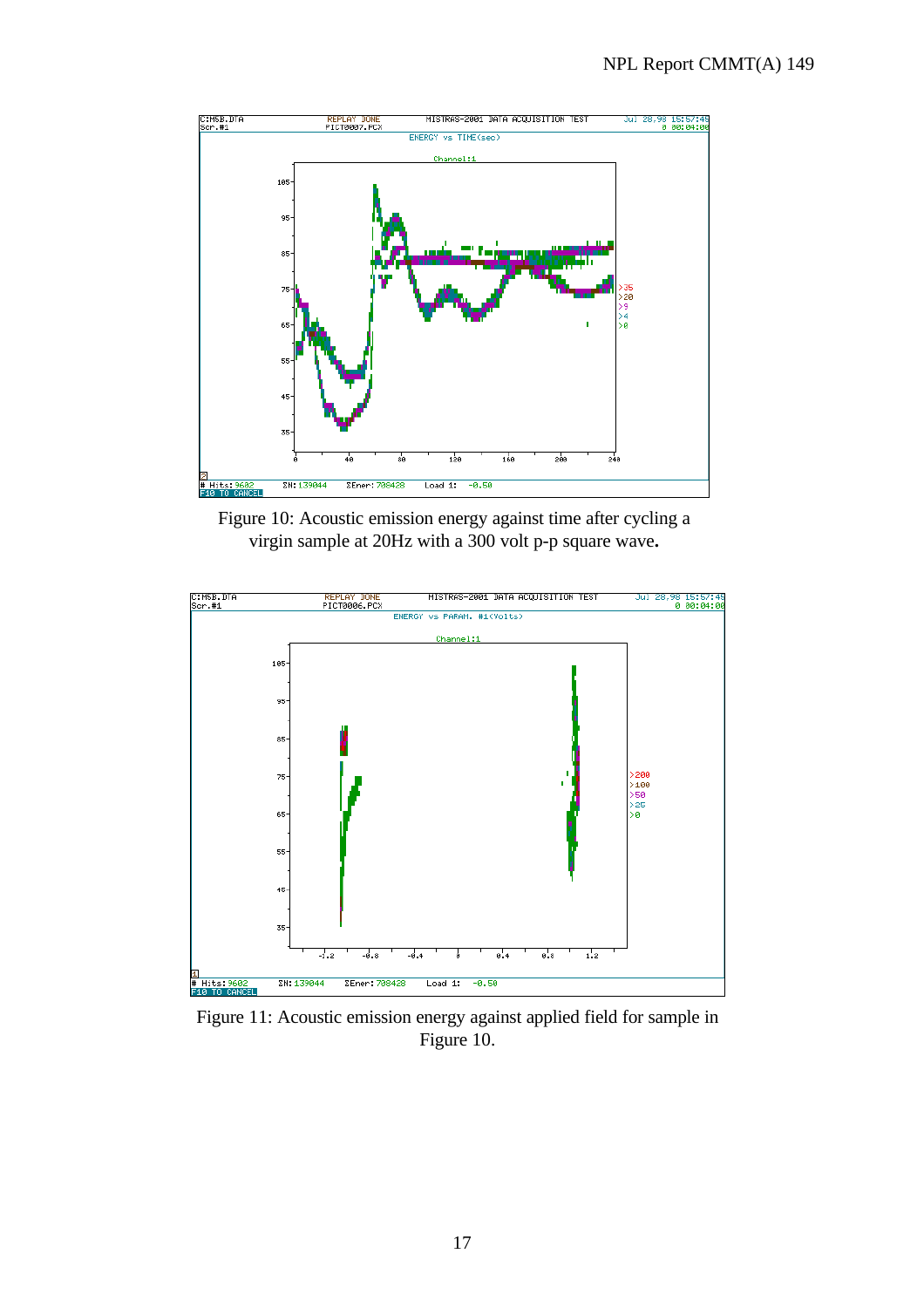Figure 10: Acoustic emission energy against time after cycling a virgin sample at 20Hz with a 300 volt p-p square wave**.**

Figure 11: Acoustic emission energy against applied field for sample in Figure 10.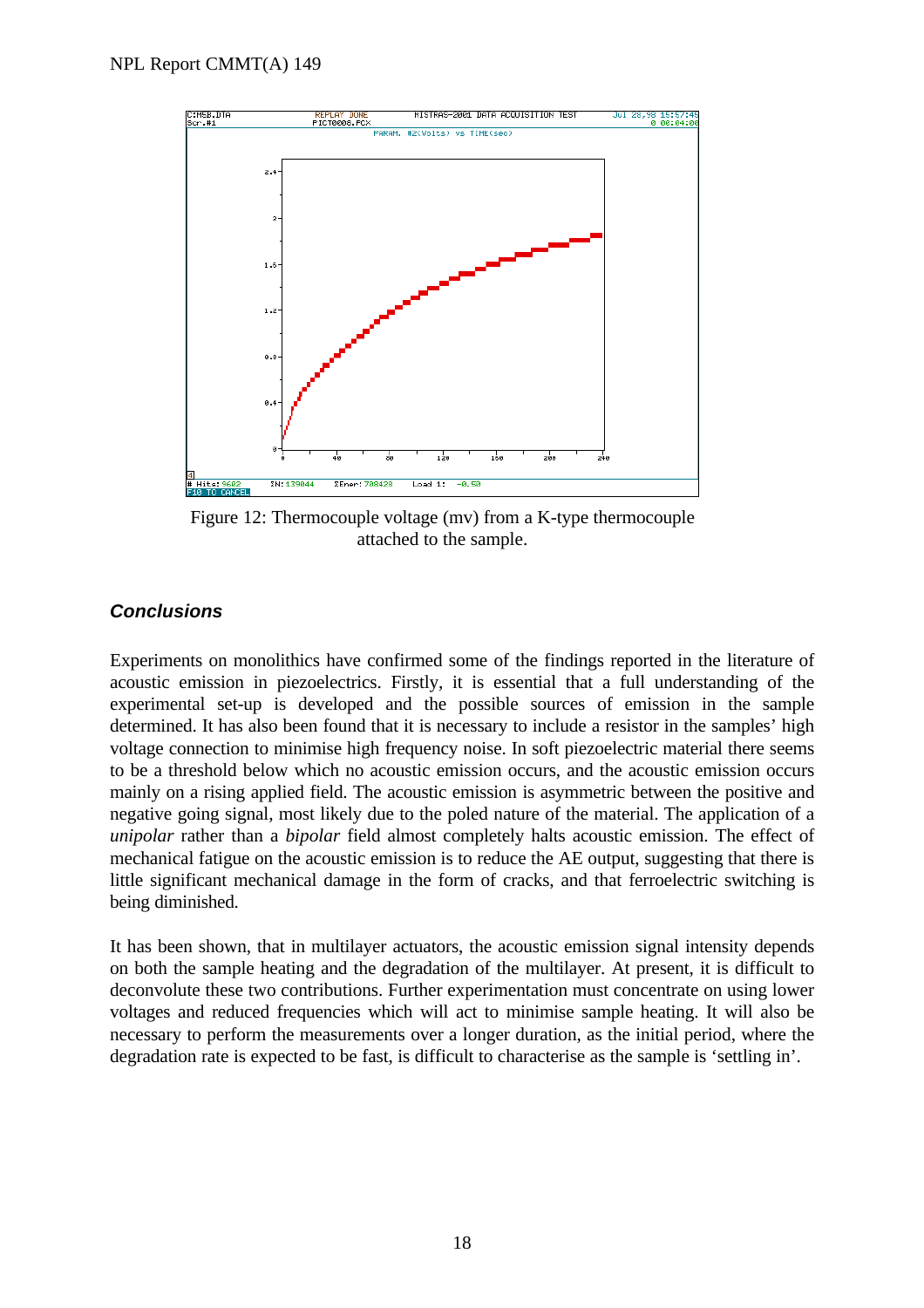Figure 12: Thermocouple voltage (mv) from a K-type thermocouple attached to the sample.

## *Conclusions*

Experiments on monolithics have confirmed some of the findings reported in the literature of acoustic emission in piezoelectrics. Firstly, it is essential that a full understanding of the experimental set-up is developed and the possible sources of emission in the sample determined. It has also been found that it is necessary to include a resistor in the samples' high voltage connection to minimise high frequency noise. In soft piezoelectric material there seems to be a threshold below which no acoustic emission occurs, and the acoustic emission occurs mainly on a rising applied field. The acoustic emission is asymmetric between the positive and negative going signal, most likely due to the poled nature of the material. The application of a *unipolar* rather than a *bipolar* field almost completely halts acoustic emission. The effect of mechanical fatigue on the acoustic emission is to reduce the AE output, suggesting that there is little significant mechanical damage in the form of cracks, and that ferroelectric switching is being diminished.

It has been shown, that in multilayer actuators, the acoustic emission signal intensity depends on both the sample heating and the degradation of the multilayer. At present, it is difficult to deconvolute these two contributions. Further experimentation must concentrate on using lower voltages and reduced frequencies which will act to minimise sample heating. It will also be necessary to perform the measurements over a longer duration, as the initial period, where the degradation rate is expected to be fast, is difficult to characterise as the sample is 'settling in'.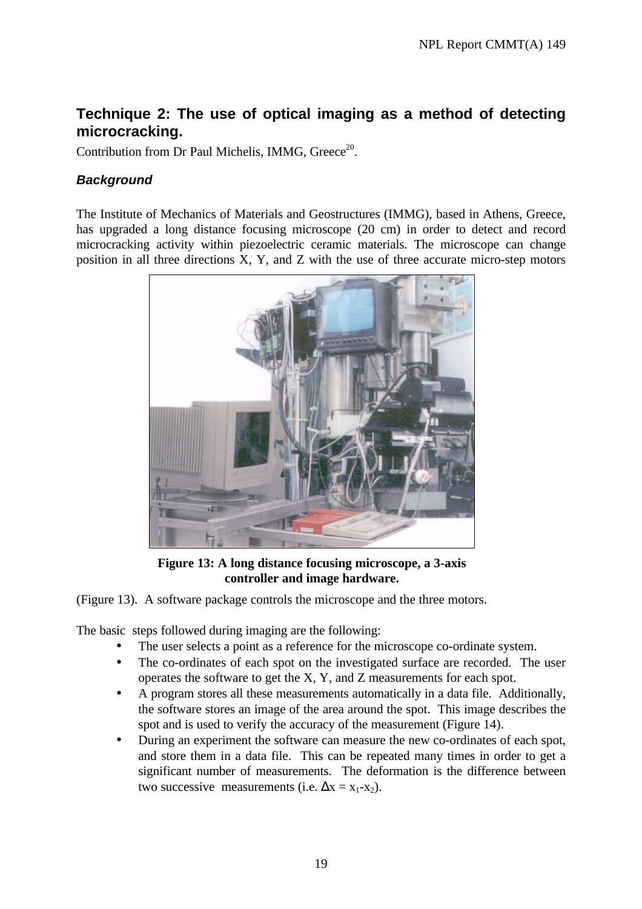## Technique 2: The use of optical imaging as a method of detecting microcracking.

Contribution from Dr Paul Michelis, IMMG, Greece[20].

### *Background*

The Institute of Mechanics of Materials and Geostructures (IMMG), based in Athens, Greece, has upgraded a long distance focusing microscope (20 cm) in order to detect and record microcracking activity within piezoelectric ceramic materials. The microscope can change position in all three directions X, Y, and Z with the use of three accurate micro-step motors (Figure 13). A software package controls the microscope and the three motors.

**Figure 13: A long distance focusing microscope, a 3-axis controller and image hardware.**

The basic steps followed during imaging are the following:

- The user selects a point as a reference for the microscope co-ordinate system.
- The co-ordinates of each spot on the investigated surface are recorded. The user operates the software to get the X, Y, and Z measurements for each spot.
- A program stores all these measurements automatically in a data file. Additionally, the software stores an image of the area around the spot. This image describes the spot and is used to verify the accuracy of the measurement (Figure 14).
- During an experiment the software can measure the new co-ordinates of each spot, and store them in a data file. This can be repeated many times in order to get a significant number of measurements. The deformation is the difference between two successive measurements (i.e. $\Delta x = x_1 - x_2$).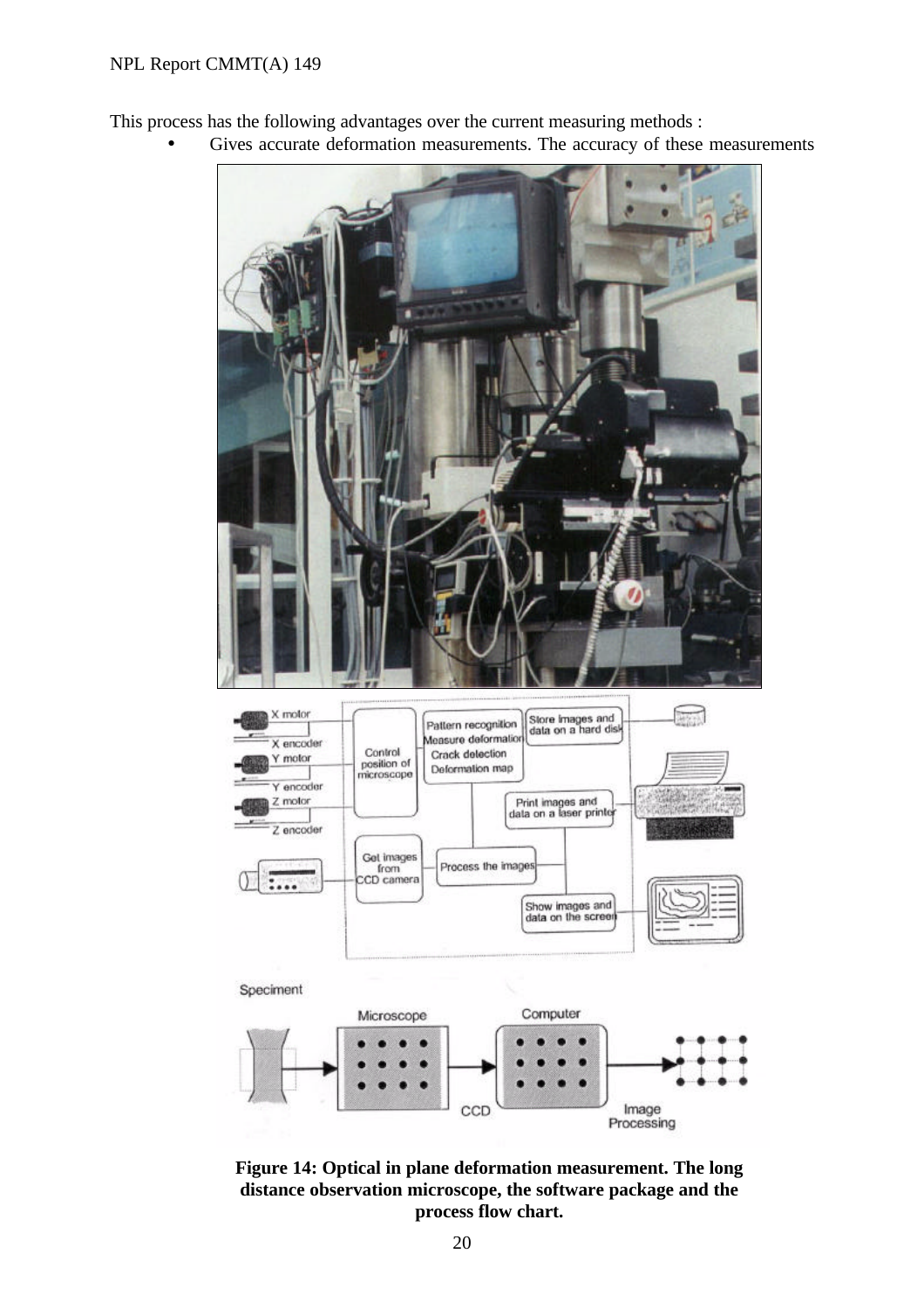This process has the following advantages over the current measuring methods :

- Gives accurate deformation measurements. The accuracy of these measurements

**Figure 14: Optical in plane deformation measurement. The long distance observation microscope, the software package and the process flow chart.**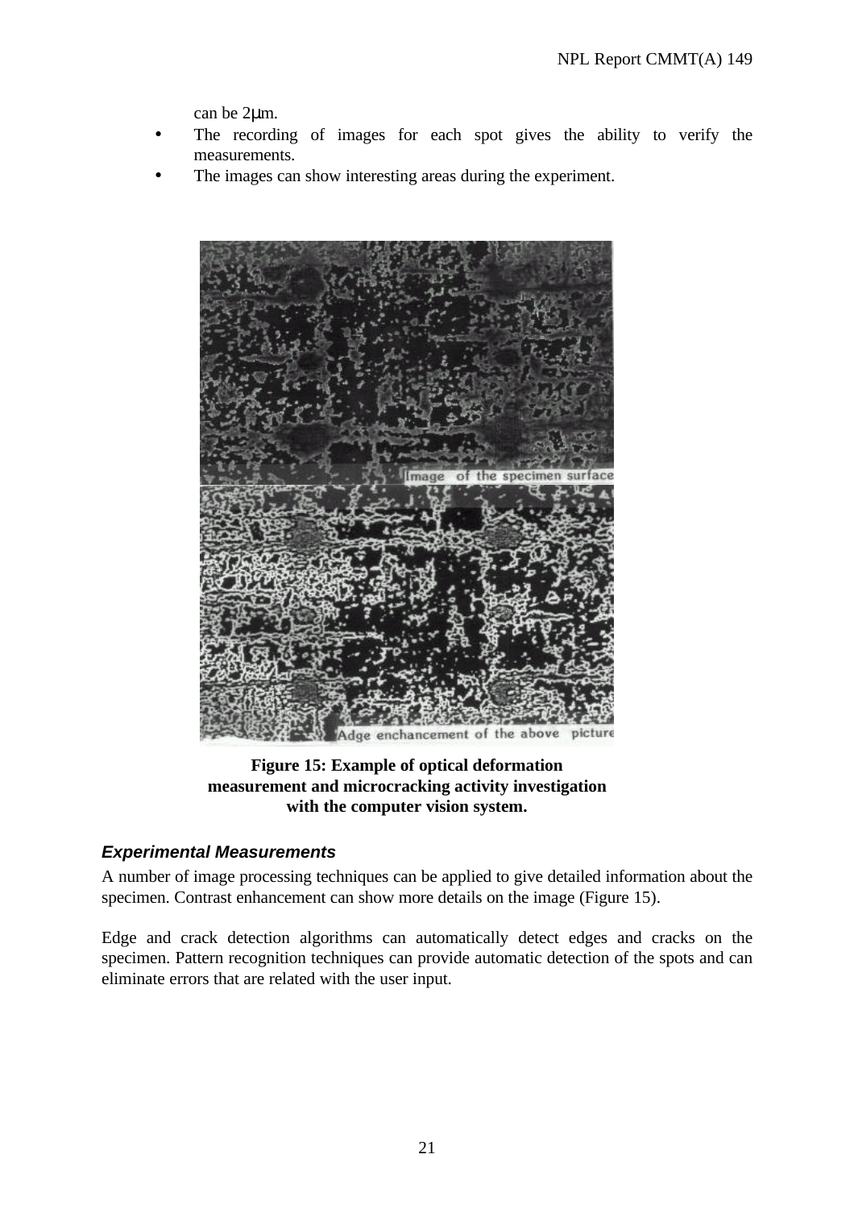can be 2μm.

- The recording of images for each spot gives the ability to verify the measurements.
- The images can show interesting areas during the experiment.

**Figure 15: Example of optical deformation measurement and microcracking activity investigation with the computer vision system.**

### *Experimental Measurements*

A number of image processing techniques can be applied to give detailed information about the specimen. Contrast enhancement can show more details on the image (Figure 15).

Edge and crack detection algorithms can automatically detect edges and cracks on the specimen. Pattern recognition techniques can provide automatic detection of the spots and can eliminate errors that are related with the user input.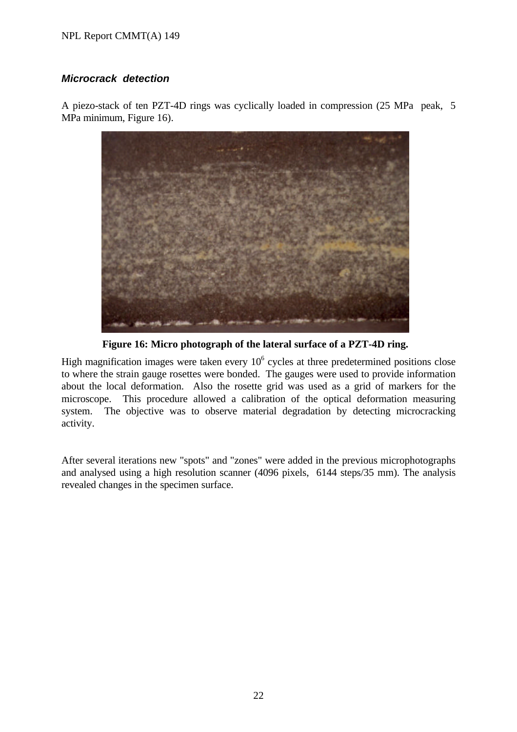### ***Microcrack detection***

A piezo-stack of ten PZT-4D rings was cyclically loaded in compression (25 MPa peak, 5 MPa minimum, Figure 16).

**Figure 16: Micro photograph of the lateral surface of a PZT-4D ring.**

High magnification images were taken every $10^6$ cycles at three predetermined positions close to where the strain gauge rosettes were bonded. The gauges were used to provide information about the local deformation. Also the rosette grid was used as a grid of markers for the microscope. This procedure allowed a calibration of the optical deformation measuring system. The objective was to observe material degradation by detecting microcracking activity.

After several iterations new "spots" and "zones" were added in the previous microphotographs and analysed using a high resolution scanner (4096 pixels, 6144 steps/35 mm). The analysis revealed changes in the specimen surface.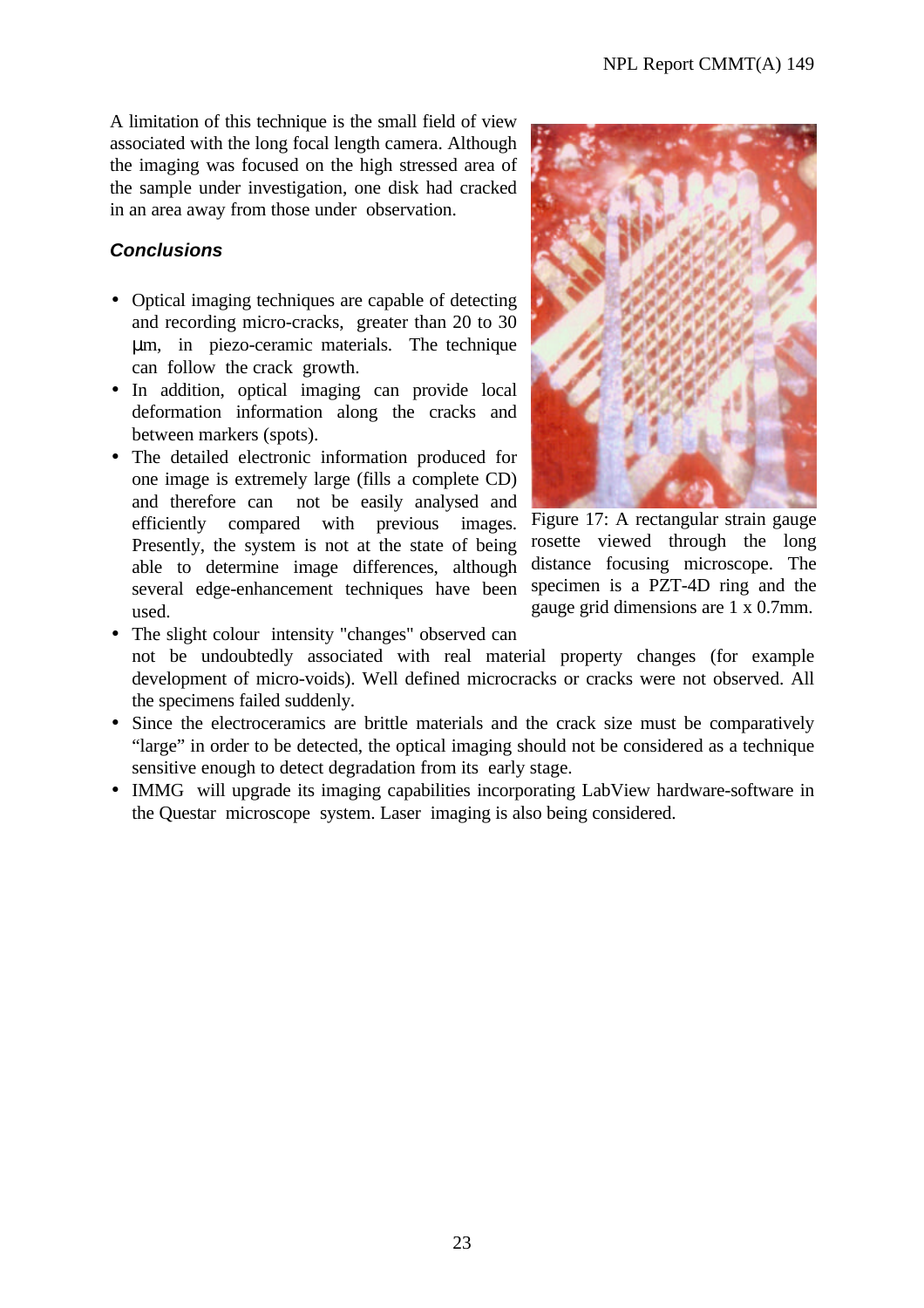A limitation of this technique is the small field of view associated with the long focal length camera. Although the imaging was focused on the high stressed area of the sample under investigation, one disk had cracked in an area away from those under observation.

### *Conclusions*

- Optical imaging techniques are capable of detecting and recording micro-cracks, greater than 20 to 30 μm, in piezo-ceramic materials. The technique can follow the crack growth.
- In addition, optical imaging can provide local deformation information along the cracks and between markers (spots).
- The detailed electronic information produced for one image is extremely large (fills a complete CD) and therefore can not be easily analysed and efficiently compared with previous images. Presently, the system is not at the state of being able to determine image differences, although several edge-enhancement techniques have been used.
- The slight colour intensity "changes" observed can not be undoubtedly associated with real material property changes (for example development of micro-voids). Well defined microcracks or cracks were not observed. All the specimens failed suddenly.
- Since the electroceramics are brittle materials and the crack size must be comparatively "large" in order to be detected, the optical imaging should not be considered as a technique sensitive enough to detect degradation from its early stage.
- IMMG will upgrade its imaging capabilities incorporating LabView hardware-software in the Questar microscope system. Laser imaging is also being considered.

Figure 17: A rectangular strain gauge rosette viewed through the long distance focusing microscope. The specimen is a PZT-4D ring and the gauge grid dimensions are 1 x 0.7mm.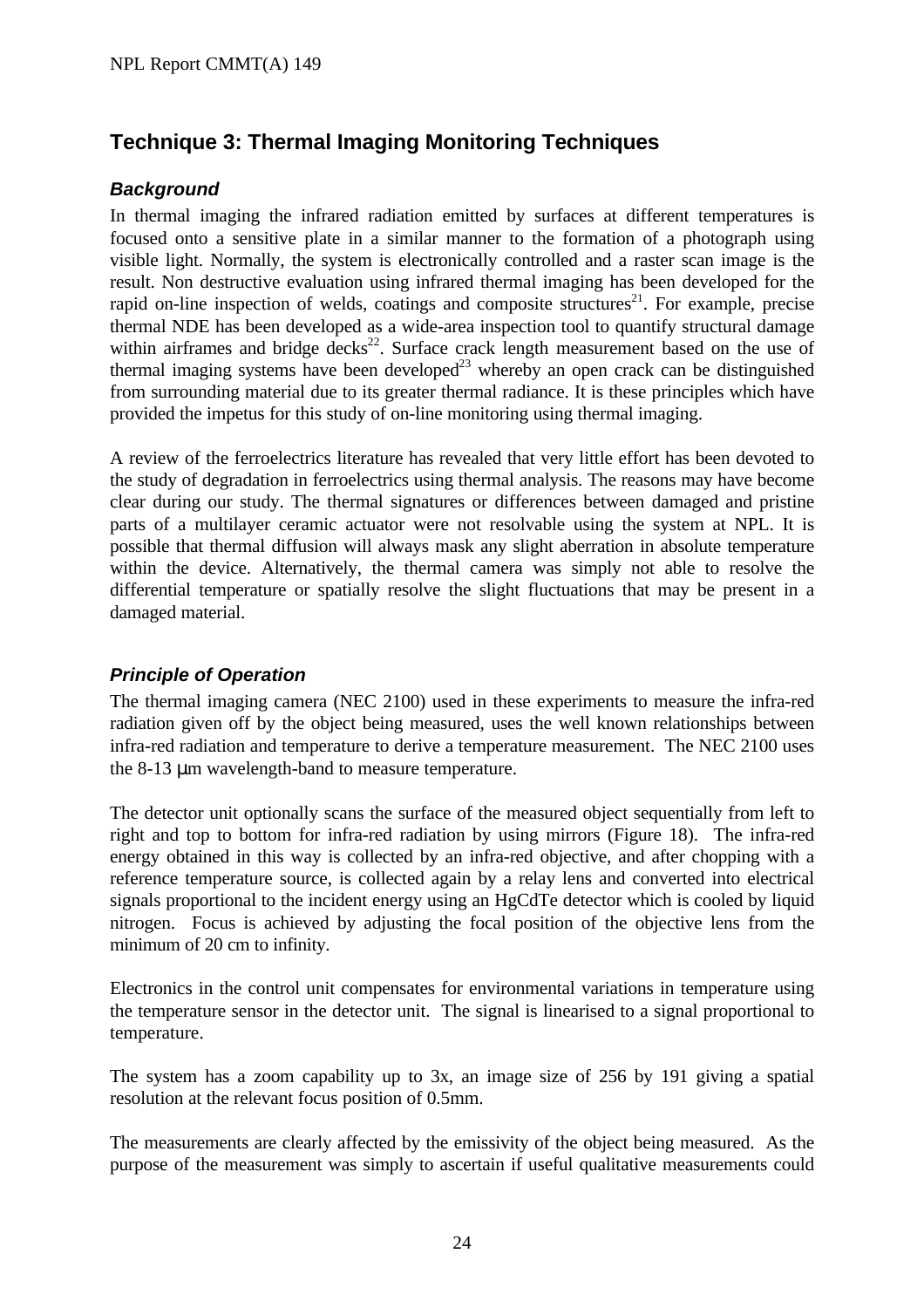## Technique 3: Thermal Imaging Monitoring Techniques

### *Background*

In thermal imaging the infrared radiation emitted by surfaces at different temperatures is focused onto a sensitive plate in a similar manner to the formation of a photograph using visible light. Normally, the system is electronically controlled and a raster scan image is the result. Non destructive evaluation using infrared thermal imaging has been developed for the rapid on-line inspection of welds, coatings and composite structures[21]. For example, precise thermal NDE has been developed as a wide-area inspection tool to quantify structural damage within airframes and bridge decks[22]. Surface crack length measurement based on the use of thermal imaging systems have been developed[23] whereby an open crack can be distinguished from surrounding material due to its greater thermal radiance. It is these principles which have provided the impetus for this study of on-line monitoring using thermal imaging.

A review of the ferroelectrics literature has revealed that very little effort has been devoted to the study of degradation in ferroelectrics using thermal analysis. The reasons may have become clear during our study. The thermal signatures or differences between damaged and pristine parts of a multilayer ceramic actuator were not resolvable using the system at NPL. It is possible that thermal diffusion will always mask any slight aberration in absolute temperature within the device. Alternatively, the thermal camera was simply not able to resolve the differential temperature or spatially resolve the slight fluctuations that may be present in a damaged material.

### *Principle of Operation*

The thermal imaging camera (NEC 2100) used in these experiments to measure the infra-red radiation given off by the object being measured, uses the well known relationships between infra-red radiation and temperature to derive a temperature measurement. The NEC 2100 uses the 8-13 μm wavelength-band to measure temperature.

The detector unit optionally scans the surface of the measured object sequentially from left to right and top to bottom for infra-red radiation by using mirrors (Figure 18). The infra-red energy obtained in this way is collected by an infra-red objective, and after chopping with a reference temperature source, is collected again by a relay lens and converted into electrical signals proportional to the incident energy using an HgCdTe detector which is cooled by liquid nitrogen. Focus is achieved by adjusting the focal position of the objective lens from the minimum of 20 cm to infinity.

Electronics in the control unit compensates for environmental variations in temperature using the temperature sensor in the detector unit. The signal is linearised to a signal proportional to temperature.

The system has a zoom capability up to 3x, an image size of 256 by 191 giving a spatial resolution at the relevant focus position of 0.5mm.

The measurements are clearly affected by the emissivity of the object being measured. As the purpose of the measurement was simply to ascertain if useful qualitative measurements could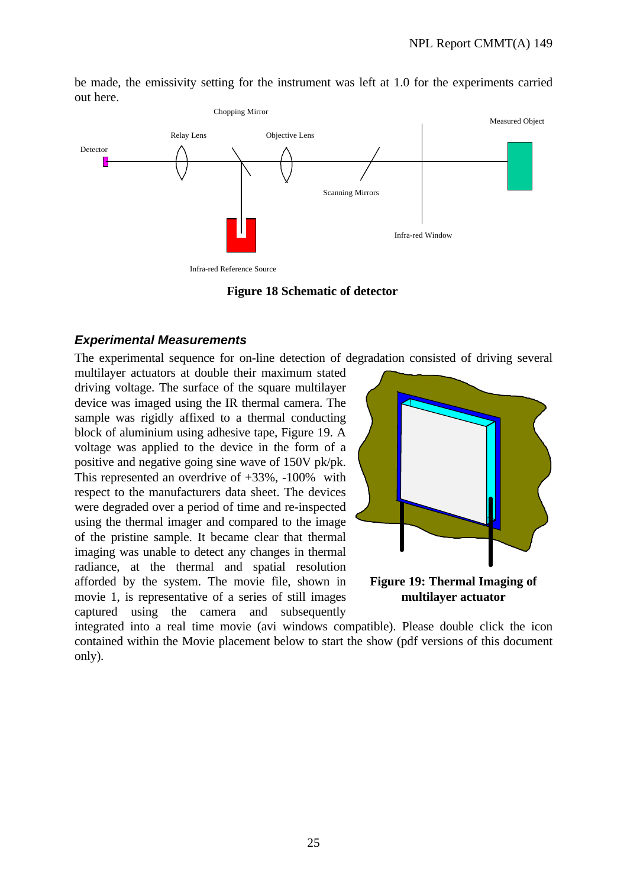be made, the emissivity setting for the instrument was left at 1.0 for the experiments carried out here.

Figure 18 Schematic of detector

### *Experimental Measurements*

The experimental sequence for on-line detection of degradation consisted of driving several multilayer actuators at double their maximum stated driving voltage. The surface of the square multilayer device was imaged using the IR thermal camera. The sample was rigidly affixed to a thermal conducting block of aluminium using adhesive tape, Figure 19. A voltage was applied to the device in the form of a positive and negative going sine wave of 150V pk/pk. This represented an overdrive of +33%, -100% with respect to the manufacturers data sheet. The devices were degraded over a period of time and re-inspected using the thermal imager and compared to the image of the pristine sample. It became clear that thermal imaging was unable to detect any changes in thermal radiance, at the thermal and spatial resolution afforded by the system. The movie file, shown in movie 1, is representative of a series of still images captured using the camera and subsequently integrated into a real time movie (avi windows compatible). Please double click the icon contained within the Movie placement below to start the show (pdf versions of this document only).

**Figure 19: Thermal Imaging of multilayer actuator**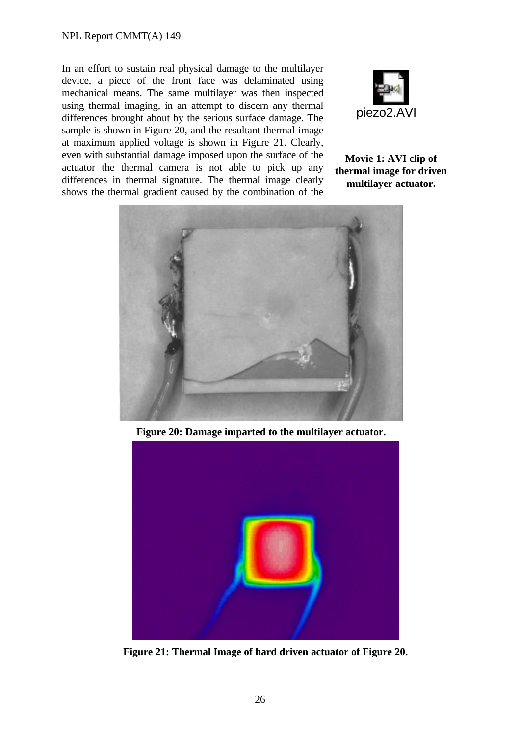In an effort to sustain real physical damage to the multilayer device, a piece of the front face was delaminated using mechanical means. The same multilayer was then inspected using thermal imaging, in an attempt to discern any thermal differences brought about by the serious surface damage. The sample is shown in Figure 20, and the resultant thermal image at maximum applied voltage is shown in Figure 21. Clearly, even with substantial damage imposed upon the surface of the actuator the thermal camera is not able to pick up any differences in thermal signature. The thermal image clearly shows the thermal gradient caused by the combination of the

piezo2.AVI

**Movie 1: AVI clip of thermal image for driven multilayer actuator.**

**Figure 20: Damage imparted to the multilayer actuator.**

**Figure 21: Thermal Image of hard driven actuator of Figure 20.**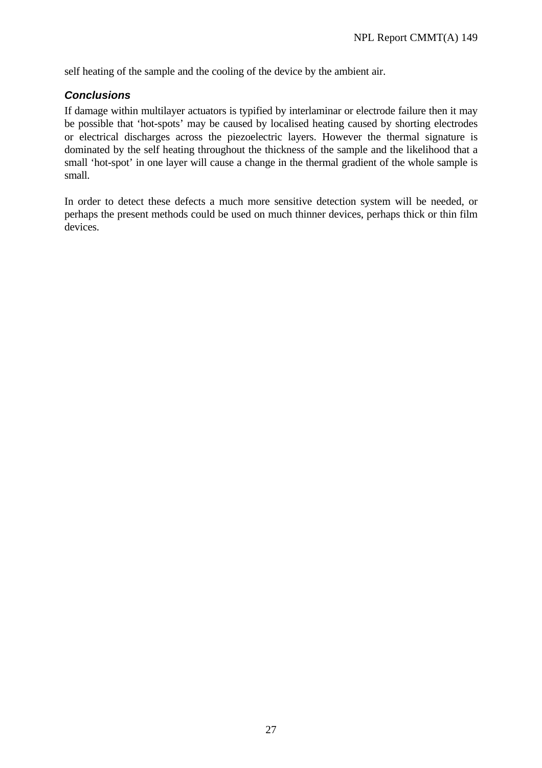self heating of the sample and the cooling of the device by the ambient air.

### *Conclusions*

If damage within multilayer actuators is typified by interlaminar or electrode failure then it may be possible that 'hot-spots' may be caused by localised heating caused by shorting electrodes or electrical discharges across the piezoelectric layers. However the thermal signature is dominated by the self heating throughout the thickness of the sample and the likelihood that a small 'hot-spot' in one layer will cause a change in the thermal gradient of the whole sample is small.

In order to detect these defects a much more sensitive detection system will be needed, or perhaps the present methods could be used on much thinner devices, perhaps thick or thin film devices.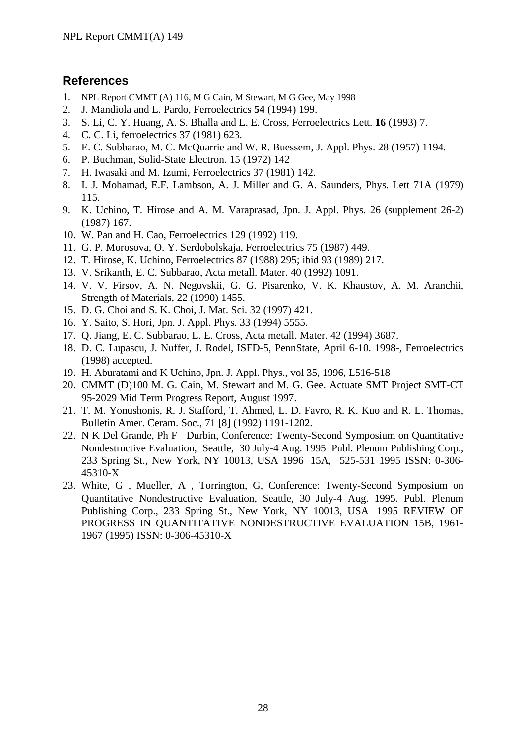## References

1. NPL Report CMMT (A) 116, M G Cain, M Stewart, M G Gee, May 1998
2. J. Mandiola and L. Pardo, Ferroelectrics **54** (1994) 199.
3. S. Li, C. Y. Huang, A. S. Bhalla and L. E. Cross, Ferroelectrics Lett. **16** (1993) 7.
4. C. C. Li, ferroelectrics 37 (1981) 623.
5. E. C. Subbarao, M. C. McQuarrie and W. R. Buessem, J. Appl. Phys. 28 (1957) 1194.
6. P. Buchman, Solid-State Electron. 15 (1972) 142
7. H. Iwasaki and M. Izumi, Ferroelectrics 37 (1981) 142.
8. I. J. Mohamad, E.F. Lambson, A. J. Miller and G. A. Saunders, Phys. Lett 71A (1979) 115.
9. K. Uchino, T. Hirose and A. M. Varaprasad, Jpn. J. Appl. Phys. 26 (supplement 26-2) (1987) 167.
10. W. Pan and H. Cao, Ferroelectrics 129 (1992) 119.
11. G. P. Morosova, O. Y. Serdobolskaja, Ferroelectrics 75 (1987) 449.
12. T. Hirose, K. Uchino, Ferroelectrics 87 (1988) 295; ibid 93 (1989) 217.
13. V. Srikanth, E. C. Subbarao, Acta metall. Mater. 40 (1992) 1091.
14. V. V. Firsov, A. N. Negovskii, G. G. Pisarenko, V. K. Khaustov, A. M. Aranchii, Strength of Materials, 22 (1990) 1455.
15. D. G. Choi and S. K. Choi, J. Mat. Sci. 32 (1997) 421.
16. Y. Saito, S. Hori, Jpn. J. Appl. Phys. 33 (1994) 5555.
17. Q. Jiang, E. C. Subbarao, L. E. Cross, Acta metall. Mater. 42 (1994) 3687.
18. D. C. Lupascu, J. Nuffer, J. Rodel, ISFD-5, PennState, April 6-10. 1998-, Ferroelectrics (1998) accepted.
19. H. Aburatami and K Uchino, Jpn. J. Appl. Phys., vol 35, 1996, L516-518
20. CMMT (D)100 M. G. Cain, M. Stewart and M. G. Gee. Actuate SMT Project SMT-CT 95-2029 Mid Term Progress Report, August 1997.
21. T. M. Yonushonis, R. J. Stafford, T. Ahmed, L. D. Favro, R. K. Kuo and R. L. Thomas, Bulletin Amer. Ceram. Soc., 71 [8] (1992) 1191-1202.
22. N K Del Grande, Ph F Durbin, Conference: Twenty-Second Symposium on Quantitative Nondestructive Evaluation, Seattle, 30 July-4 Aug. 1995 Publ. Plenum Publishing Corp., 233 Spring St., New York, NY 10013, USA 1996 15A, 525-531 1995 ISSN: 0-306-45310-X
23. White, G , Mueller, A , Torrington, G, Conference: Twenty-Second Symposium on Quantitative Nondestructive Evaluation, Seattle, 30 July-4 Aug. 1995. Publ. Plenum Publishing Corp., 233 Spring St., New York, NY 10013, USA 1995 REVIEW OF PROGRESS IN QUANTITATIVE NONDESTRUCTIVE EVALUATION 15B, 1961-1967 (1995) ISSN: 0-306-45310-X